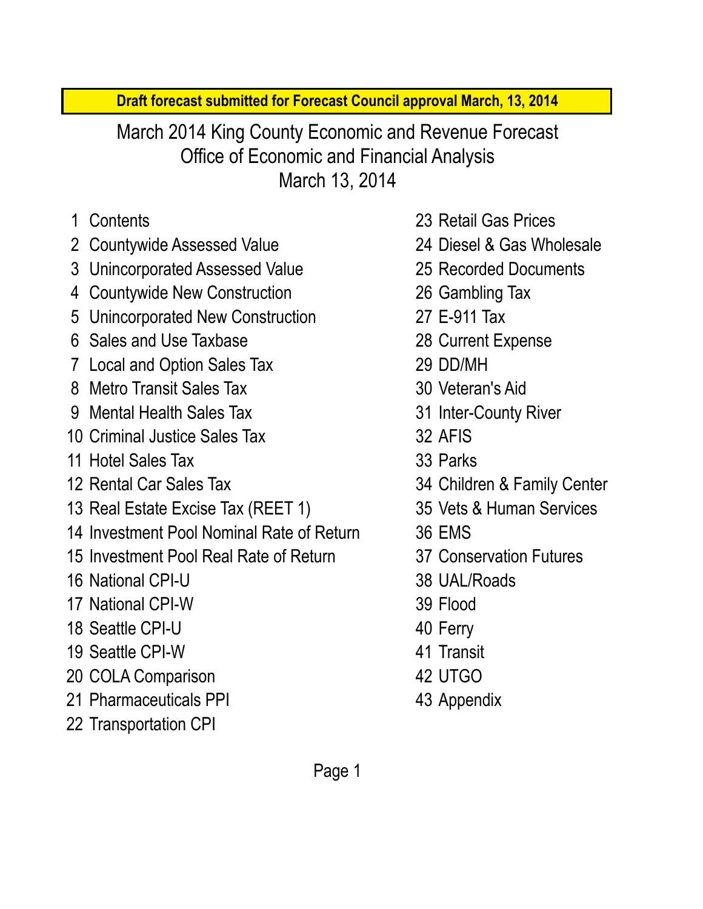**Draft forecast submitted for Forecast Council approval March, 13, 2014**

# March 2014 King County Economic and Revenue Forecast
## Office of Economic and Financial Analysis
## March 13, 2014

1 Contents
2 Countywide Assessed Value
3 Unincorporated Assessed Value
4 Countywide New Construction
5 Unincorporated New Construction
6 Sales and Use Taxbase
7 Local and Option Sales Tax
8 Metro Transit Sales Tax
9 Mental Health Sales Tax
10 Criminal Justice Sales Tax
11 Hotel Sales Tax
12 Rental Car Sales Tax
13 Real Estate Excise Tax (REET 1)
14 Investment Pool Nominal Rate of Return
15 Investment Pool Real Rate of Return
16 National CPI-U
17 National CPI-W
18 Seattle CPI-U
19 Seattle CPI-W
20 COLA Comparison
21 Pharmaceuticals PPI
22 Transportation CPI
23 Retail Gas Prices
24 Diesel & Gas Wholesale
25 Recorded Documents
26 Gambling Tax
27 E-911 Tax
28 Current Expense
29 DD/MH
30 Veteran's Aid
31 Inter-County River
32 AFIS
33 Parks
34 Children & Family Center
35 Vets & Human Services
36 EMS
37 Conservation Futures
38 UAL/Roads
39 Flood
40 Ferry
41 Transit
42 UTGO
43 Appendix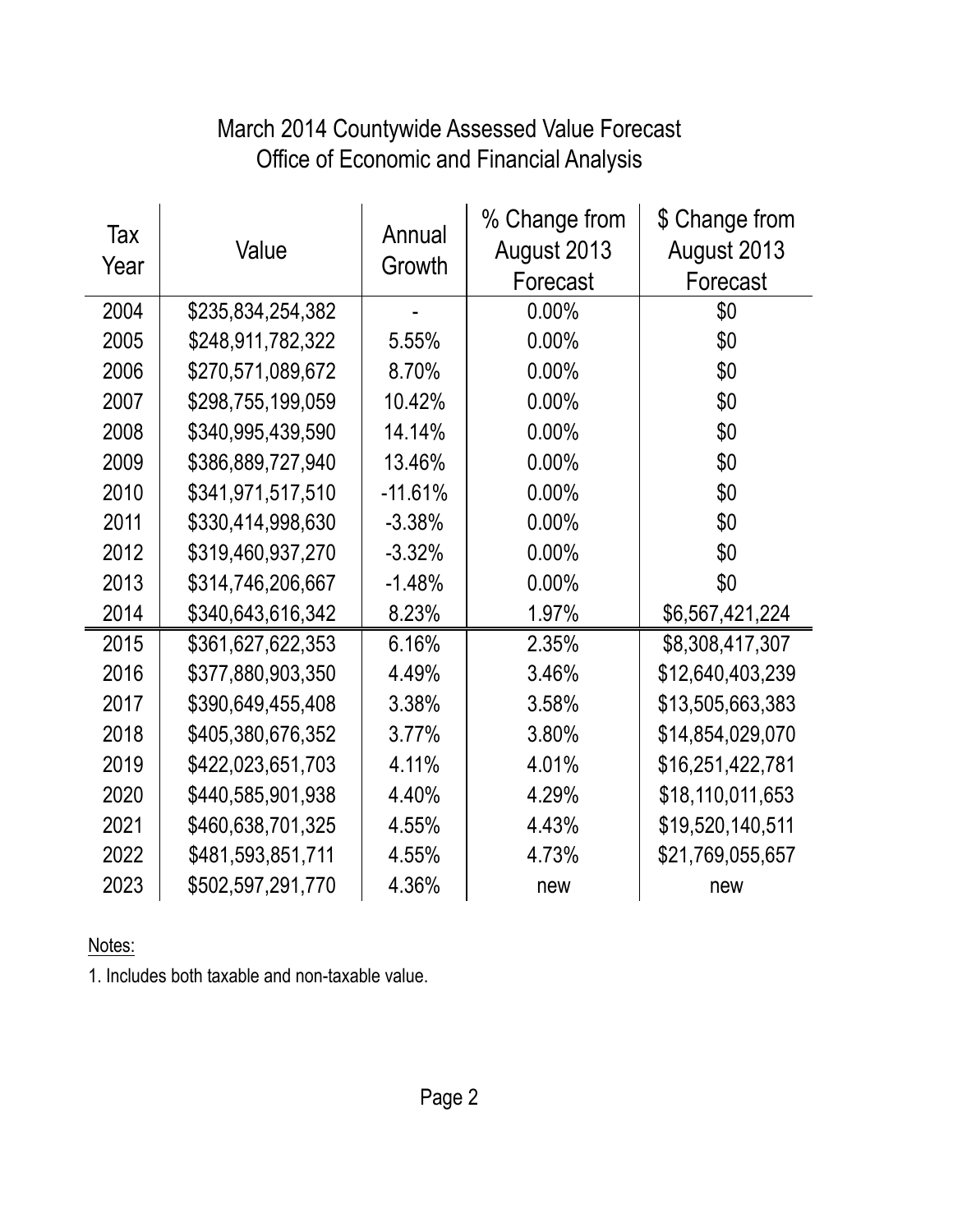# March 2014 Countywide Assessed Value Forecast
## Office of Economic and Financial Analysis

| Tax Year | Value | Annual Growth | % Change from August 2013 Forecast | $ Change from August 2013 Forecast |
|---|---|---|---|---|
| 2004 | $235,834,254,382 | - | 0.00% | $0 |
| 2005 | $248,911,782,322 | 5.55% | 0.00% | $0 |
| 2006 | $270,571,089,672 | 8.70% | 0.00% | $0 |
| 2007 | $298,755,199,059 | 10.42% | 0.00% | $0 |
| 2008 | $340,995,439,590 | 14.14% | 0.00% | $0 |
| 2009 | $386,889,727,940 | 13.46% | 0.00% | $0 |
| 2010 | $341,971,517,510 | -11.61% | 0.00% | $0 |
| 2011 | $330,414,998,630 | -3.38% | 0.00% | $0 |
| 2012 | $319,460,937,270 | -3.32% | 0.00% | $0 |
| 2013 | $314,746,206,667 | -1.48% | 0.00% | $0 |
| 2014 | $340,643,616,342 | 8.23% | 1.97% | $6,567,421,224 |
| 2015 | $361,627,622,353 | 6.16% | 2.35% | $8,308,417,307 |
| 2016 | $377,880,903,350 | 4.49% | 3.46% | $12,640,403,239 |
| 2017 | $390,649,455,408 | 3.38% | 3.58% | $13,505,663,383 |
| 2018 | $405,380,676,352 | 3.77% | 3.80% | $14,854,029,070 |
| 2019 | $422,023,651,703 | 4.11% | 4.01% | $16,251,422,781 |
| 2020 | $440,585,901,938 | 4.40% | 4.29% | $18,110,011,653 |
| 2021 | $460,638,701,325 | 4.55% | 4.43% | $19,520,140,511 |
| 2022 | $481,593,851,711 | 4.55% | 4.73% | $21,769,055,657 |
| 2023 | $502,597,291,770 | 4.36% | new | new |

Notes:

1. Includes both taxable and non-taxable value.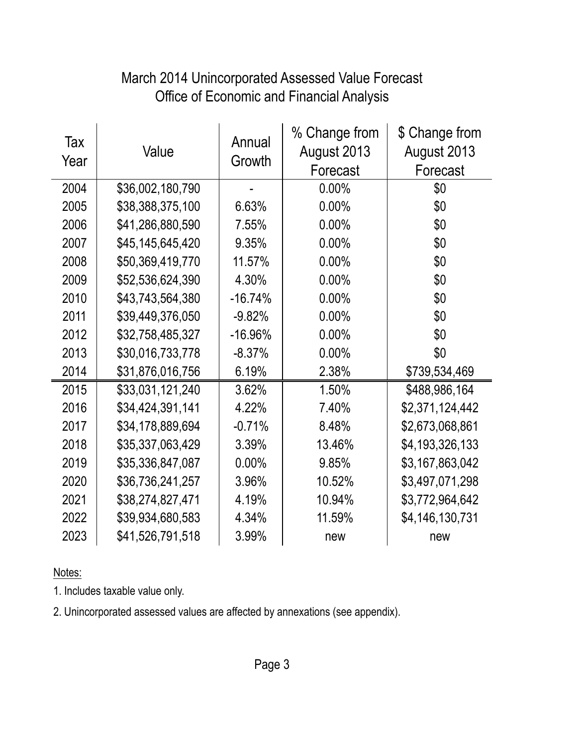# March 2014 Unincorporated Assessed Value Forecast

## Office of Economic and Financial Analysis

| Tax Year | Value | Annual Growth | % Change from August 2013 Forecast | $ Change from August 2013 Forecast |
|---|---|---|---|---|
| 2004 | $36,002,180,790 | - | 0.00% | $0 |
| 2005 | $38,388,375,100 | 6.63% | 0.00% | $0 |
| 2006 | $41,286,880,590 | 7.55% | 0.00% | $0 |
| 2007 | $45,145,645,420 | 9.35% | 0.00% | $0 |
| 2008 | $50,369,419,770 | 11.57% | 0.00% | $0 |
| 2009 | $52,536,624,390 | 4.30% | 0.00% | $0 |
| 2010 | $43,743,564,380 | -16.74% | 0.00% | $0 |
| 2011 | $39,449,376,050 | -9.82% | 0.00% | $0 |
| 2012 | $32,758,485,327 | -16.96% | 0.00% | $0 |
| 2013 | $30,016,733,778 | -8.37% | 0.00% | $0 |
| 2014 | $31,876,016,756 | 6.19% | 2.38% | $739,534,469 |
| 2015 | $33,031,121,240 | 3.62% | 1.50% | $488,986,164 |
| 2016 | $34,424,391,141 | 4.22% | 7.40% | $2,371,124,442 |
| 2017 | $34,178,889,694 | -0.71% | 8.48% | $2,673,068,861 |
| 2018 | $35,337,063,429 | 3.39% | 13.46% | $4,193,326,133 |
| 2019 | $35,336,847,087 | 0.00% | 9.85% | $3,167,863,042 |
| 2020 | $36,736,241,257 | 3.96% | 10.52% | $3,497,071,298 |
| 2021 | $38,274,827,471 | 4.19% | 10.94% | $3,772,964,642 |
| 2022 | $39,934,680,583 | 4.34% | 11.59% | $4,146,130,731 |
| 2023 | $41,526,791,518 | 3.99% | new | new |

Notes:

1. Includes taxable value only.

2. Unincorporated assessed values are affected by annexations (see appendix).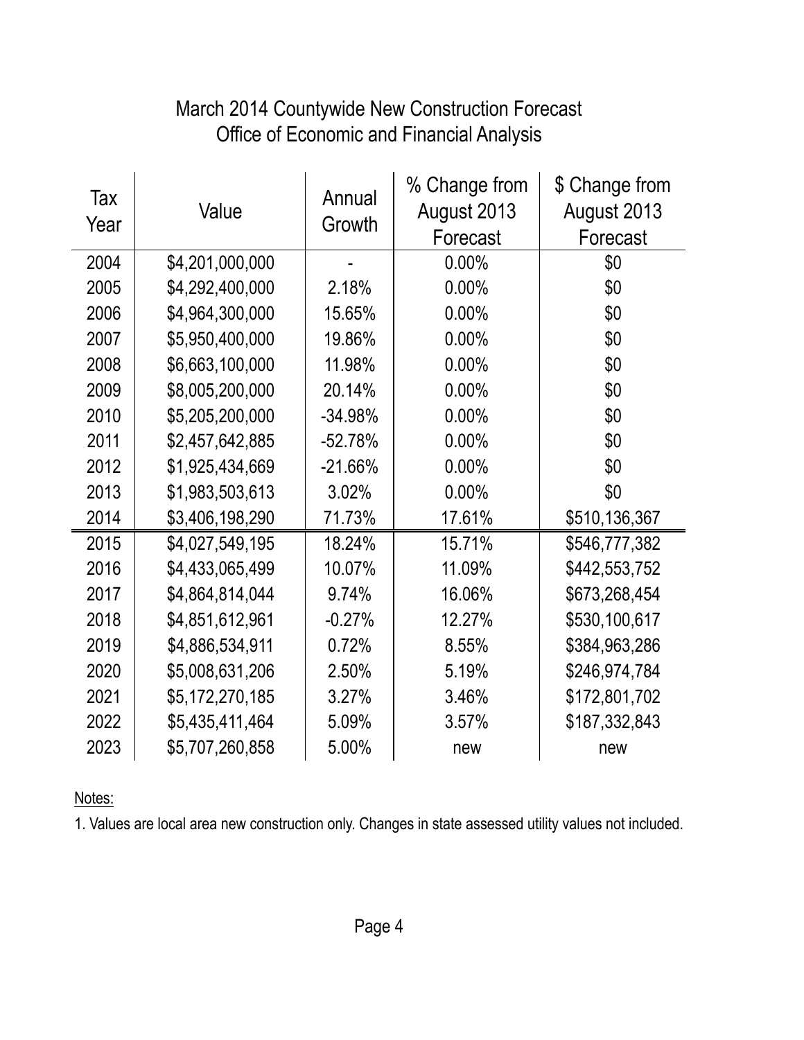# March 2014 Countywide New Construction Forecast

## Office of Economic and Financial Analysis

| Tax Year | Value | Annual Growth | % Change from August 2013 Forecast | $ Change from August 2013 Forecast |
|---|---|---|---|---|
| 2004 | $4,201,000,000 | - | 0.00% | $0 |
| 2005 | $4,292,400,000 | 2.18% | 0.00% | $0 |
| 2006 | $4,964,300,000 | 15.65% | 0.00% | $0 |
| 2007 | $5,950,400,000 | 19.86% | 0.00% | $0 |
| 2008 | $6,663,100,000 | 11.98% | 0.00% | $0 |
| 2009 | $8,005,200,000 | 20.14% | 0.00% | $0 |
| 2010 | $5,205,200,000 | -34.98% | 0.00% | $0 |
| 2011 | $2,457,642,885 | -52.78% | 0.00% | $0 |
| 2012 | $1,925,434,669 | -21.66% | 0.00% | $0 |
| 2013 | $1,983,503,613 | 3.02% | 0.00% | $0 |
| 2014 | $3,406,198,290 | 71.73% | 17.61% | $510,136,367 |
| 2015 | $4,027,549,195 | 18.24% | 15.71% | $546,777,382 |
| 2016 | $4,433,065,499 | 10.07% | 11.09% | $442,553,752 |
| 2017 | $4,864,814,044 | 9.74% | 16.06% | $673,268,454 |
| 2018 | $4,851,612,961 | -0.27% | 12.27% | $530,100,617 |
| 2019 | $4,886,534,911 | 0.72% | 8.55% | $384,963,286 |
| 2020 | $5,008,631,206 | 2.50% | 5.19% | $246,974,784 |
| 2021 | $5,172,270,185 | 3.27% | 3.46% | $172,801,702 |
| 2022 | $5,435,411,464 | 5.09% | 3.57% | $187,332,843 |
| 2023 | $5,707,260,858 | 5.00% | new | new |

Notes:

1. Values are local area new construction only. Changes in state assessed utility values not included.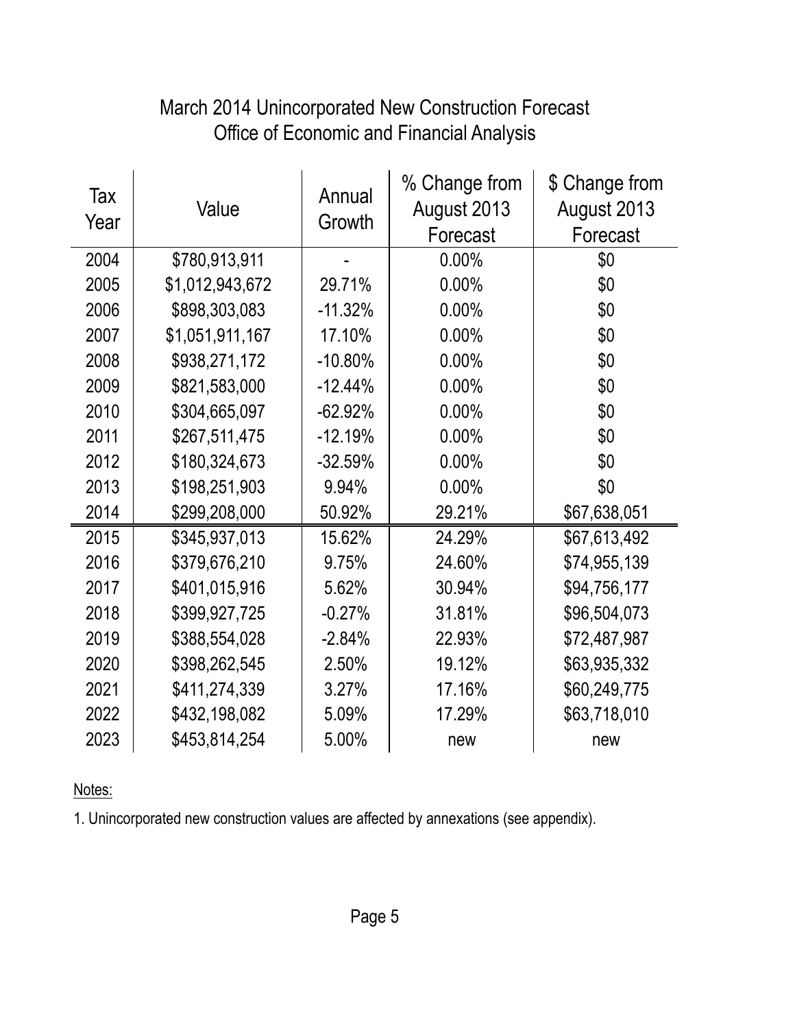# March 2014 Unincorporated New Construction Forecast
## Office of Economic and Financial Analysis

| Tax Year | Value | Annual Growth | % Change from August 2013 Forecast | $ Change from August 2013 Forecast |
|---|---|---|---|---|
| 2004 | $780,913,911 | - | 0.00% | $0 |
| 2005 | $1,012,943,672 | 29.71% | 0.00% | $0 |
| 2006 | $898,303,083 | -11.32% | 0.00% | $0 |
| 2007 | $1,051,911,167 | 17.10% | 0.00% | $0 |
| 2008 | $938,271,172 | -10.80% | 0.00% | $0 |
| 2009 | $821,583,000 | -12.44% | 0.00% | $0 |
| 2010 | $304,665,097 | -62.92% | 0.00% | $0 |
| 2011 | $267,511,475 | -12.19% | 0.00% | $0 |
| 2012 | $180,324,673 | -32.59% | 0.00% | $0 |
| 2013 | $198,251,903 | 9.94% | 0.00% | $0 |
| 2014 | $299,208,000 | 50.92% | 29.21% | $67,638,051 |
| 2015 | $345,937,013 | 15.62% | 24.29% | $67,613,492 |
| 2016 | $379,676,210 | 9.75% | 24.60% | $74,955,139 |
| 2017 | $401,015,916 | 5.62% | 30.94% | $94,756,177 |
| 2018 | $399,927,725 | -0.27% | 31.81% | $96,504,073 |
| 2019 | $388,554,028 | -2.84% | 22.93% | $72,487,987 |
| 2020 | $398,262,545 | 2.50% | 19.12% | $63,935,332 |
| 2021 | $411,274,339 | 3.27% | 17.16% | $60,249,775 |
| 2022 | $432,198,082 | 5.09% | 17.29% | $63,718,010 |
| 2023 | $453,814,254 | 5.00% | new | new |

Notes:

1. Unincorporated new construction values are affected by annexations (see appendix).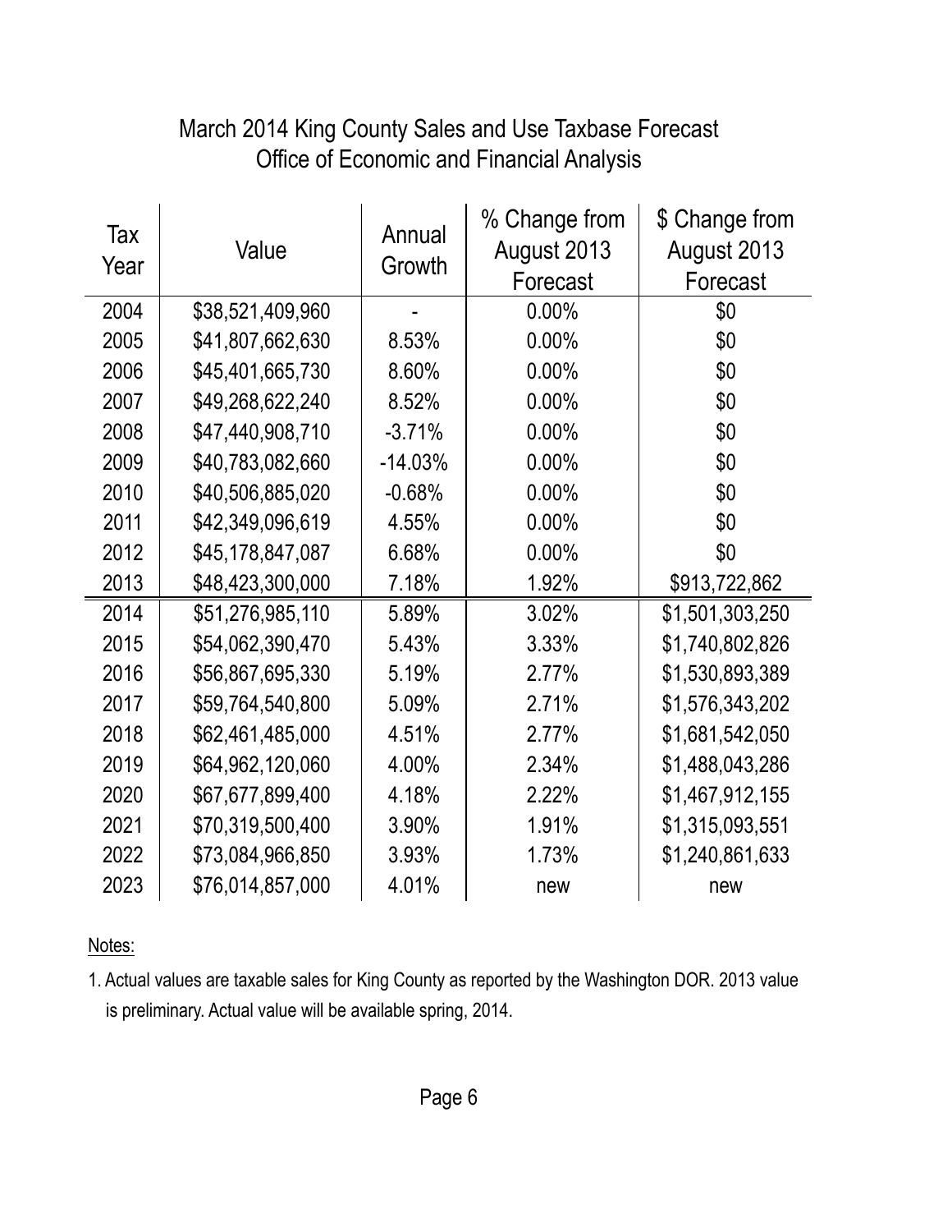# March 2014 King County Sales and Use Taxbase Forecast
## Office of Economic and Financial Analysis

| Tax Year | Value | Annual Growth | % Change from August 2013 Forecast | $ Change from August 2013 Forecast |
|---|---|---|---|---|
| 2004 | $38,521,409,960 | - | 0.00% | $0 |
| 2005 | $41,807,662,630 | 8.53% | 0.00% | $0 |
| 2006 | $45,401,665,730 | 8.60% | 0.00% | $0 |
| 2007 | $49,268,622,240 | 8.52% | 0.00% | $0 |
| 2008 | $47,440,908,710 | -3.71% | 0.00% | $0 |
| 2009 | $40,783,082,660 | -14.03% | 0.00% | $0 |
| 2010 | $40,506,885,020 | -0.68% | 0.00% | $0 |
| 2011 | $42,349,096,619 | 4.55% | 0.00% | $0 |
| 2012 | $45,178,847,087 | 6.68% | 0.00% | $0 |
| 2013 | $48,423,300,000 | 7.18% | 1.92% | $913,722,862 |
| 2014 | $51,276,985,110 | 5.89% | 3.02% | $1,501,303,250 |
| 2015 | $54,062,390,470 | 5.43% | 3.33% | $1,740,802,826 |
| 2016 | $56,867,695,330 | 5.19% | 2.77% | $1,530,893,389 |
| 2017 | $59,764,540,800 | 5.09% | 2.71% | $1,576,343,202 |
| 2018 | $62,461,485,000 | 4.51% | 2.77% | $1,681,542,050 |
| 2019 | $64,962,120,060 | 4.00% | 2.34% | $1,488,043,286 |
| 2020 | $67,677,899,400 | 4.18% | 2.22% | $1,467,912,155 |
| 2021 | $70,319,500,400 | 3.90% | 1.91% | $1,315,093,551 |
| 2022 | $73,084,966,850 | 3.93% | 1.73% | $1,240,861,633 |
| 2023 | $76,014,857,000 | 4.01% | new | new |

Notes:

1. Actual values are taxable sales for King County as reported by the Washington DOR. 2013 value is preliminary. Actual value will be available spring, 2014.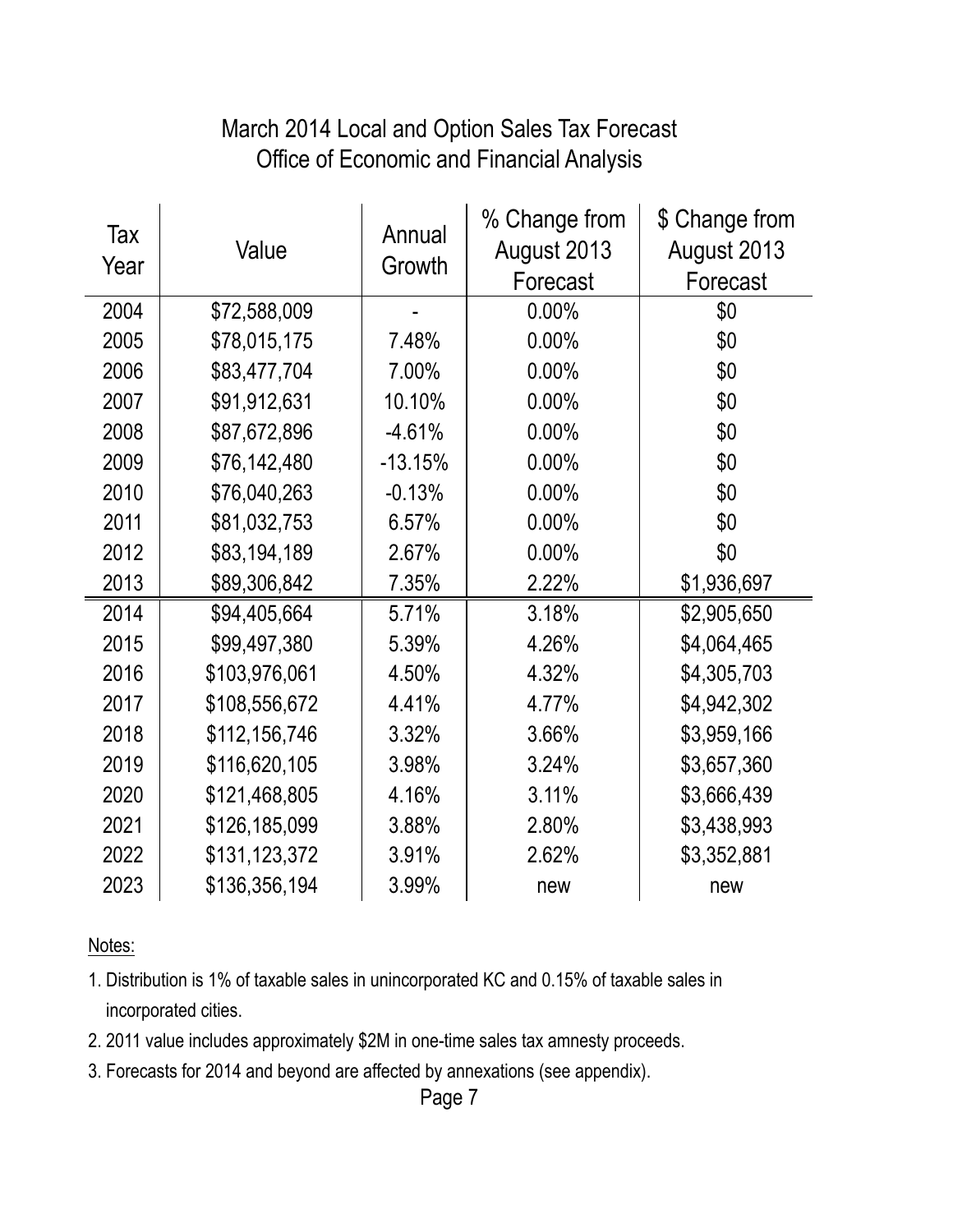# March 2014 Local and Option Sales Tax Forecast
## Office of Economic and Financial Analysis

| Tax Year | Value | Annual Growth | % Change from August 2013 Forecast | $ Change from August 2013 Forecast |
|---|---|---|---|---|
| 2004 | $72,588,009 | - | 0.00% | $0 |
| 2005 | $78,015,175 | 7.48% | 0.00% | $0 |
| 2006 | $83,477,704 | 7.00% | 0.00% | $0 |
| 2007 | $91,912,631 | 10.10% | 0.00% | $0 |
| 2008 | $87,672,896 | -4.61% | 0.00% | $0 |
| 2009 | $76,142,480 | -13.15% | 0.00% | $0 |
| 2010 | $76,040,263 | -0.13% | 0.00% | $0 |
| 2011 | $81,032,753 | 6.57% | 0.00% | $0 |
| 2012 | $83,194,189 | 2.67% | 0.00% | $0 |
| 2013 | $89,306,842 | 7.35% | 2.22% | $1,936,697 |
| 2014 | $94,405,664 | 5.71% | 3.18% | $2,905,650 |
| 2015 | $99,497,380 | 5.39% | 4.26% | $4,064,465 |
| 2016 | $103,976,061 | 4.50% | 4.32% | $4,305,703 |
| 2017 | $108,556,672 | 4.41% | 4.77% | $4,942,302 |
| 2018 | $112,156,746 | 3.32% | 3.66% | $3,959,166 |
| 2019 | $116,620,105 | 3.98% | 3.24% | $3,657,360 |
| 2020 | $121,468,805 | 4.16% | 3.11% | $3,666,439 |
| 2021 | $126,185,099 | 3.88% | 2.80% | $3,438,993 |
| 2022 | $131,123,372 | 3.91% | 2.62% | $3,352,881 |
| 2023 | $136,356,194 | 3.99% | new | new |

Notes:

1. Distribution is 1% of taxable sales in unincorporated KC and 0.15% of taxable sales in incorporated cities.
2. 2011 value includes approximately $2M in one-time sales tax amnesty proceeds.
3. Forecasts for 2014 and beyond are affected by annexations (see appendix).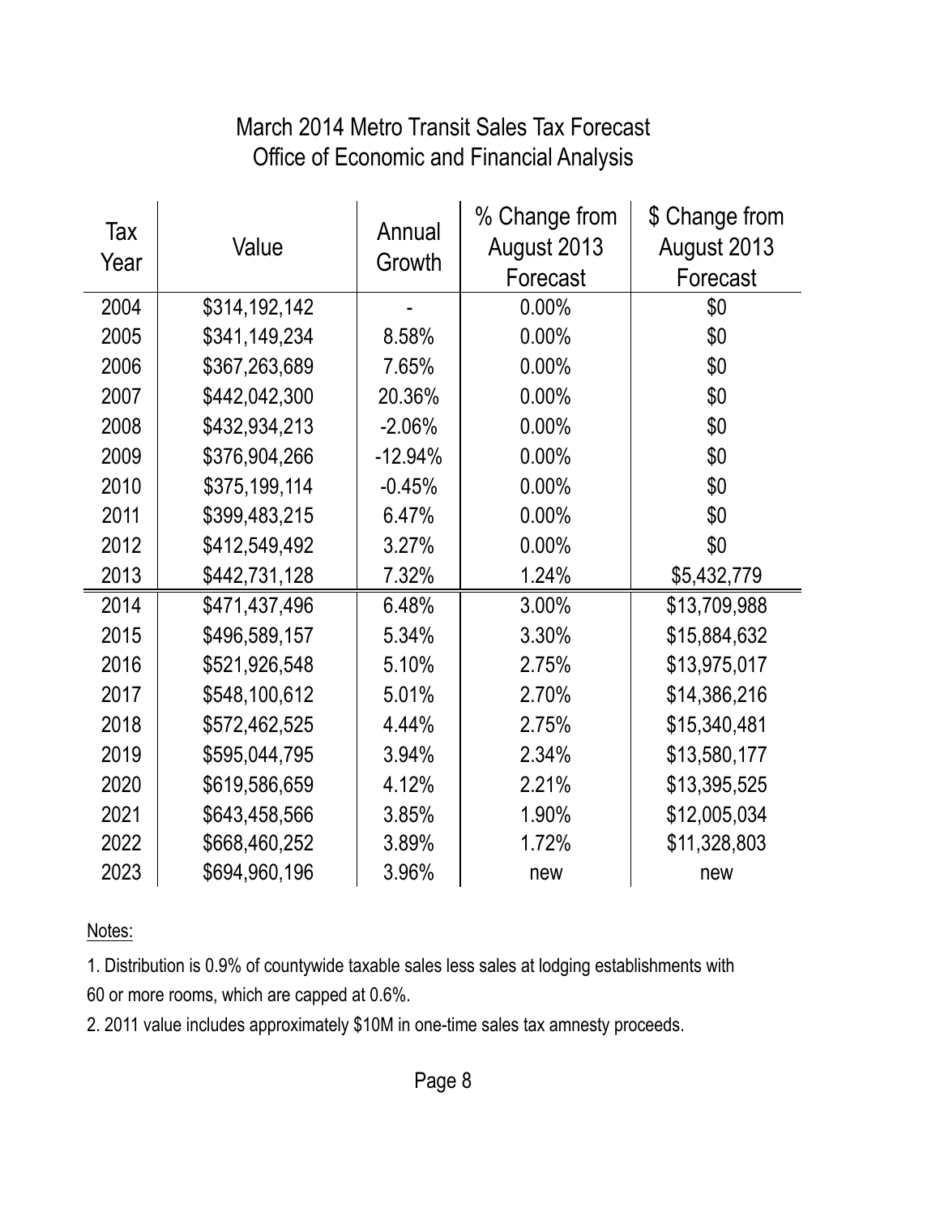# March 2014 Metro Transit Sales Tax Forecast
## Office of Economic and Financial Analysis

| Tax Year | Value | Annual Growth | % Change from August 2013 Forecast | $ Change from August 2013 Forecast |
|---|---|---|---|---|
| 2004 | $314,192,142 | - | 0.00% | $0 |
| 2005 | $341,149,234 | 8.58% | 0.00% | $0 |
| 2006 | $367,263,689 | 7.65% | 0.00% | $0 |
| 2007 | $442,042,300 | 20.36% | 0.00% | $0 |
| 2008 | $432,934,213 | -2.06% | 0.00% | $0 |
| 2009 | $376,904,266 | -12.94% | 0.00% | $0 |
| 2010 | $375,199,114 | -0.45% | 0.00% | $0 |
| 2011 | $399,483,215 | 6.47% | 0.00% | $0 |
| 2012 | $412,549,492 | 3.27% | 0.00% | $0 |
| 2013 | $442,731,128 | 7.32% | 1.24% | $5,432,779 |
| 2014 | $471,437,496 | 6.48% | 3.00% | $13,709,988 |
| 2015 | $496,589,157 | 5.34% | 3.30% | $15,884,632 |
| 2016 | $521,926,548 | 5.10% | 2.75% | $13,975,017 |
| 2017 | $548,100,612 | 5.01% | 2.70% | $14,386,216 |
| 2018 | $572,462,525 | 4.44% | 2.75% | $15,340,481 |
| 2019 | $595,044,795 | 3.94% | 2.34% | $13,580,177 |
| 2020 | $619,586,659 | 4.12% | 2.21% | $13,395,525 |
| 2021 | $643,458,566 | 3.85% | 1.90% | $12,005,034 |
| 2022 | $668,460,252 | 3.89% | 1.72% | $11,328,803 |
| 2023 | $694,960,196 | 3.96% | new | new |

Notes:

1. Distribution is 0.9% of countywide taxable sales less sales at lodging establishments with 60 or more rooms, which are capped at 0.6%.
2. 2011 value includes approximately $10M in one-time sales tax amnesty proceeds.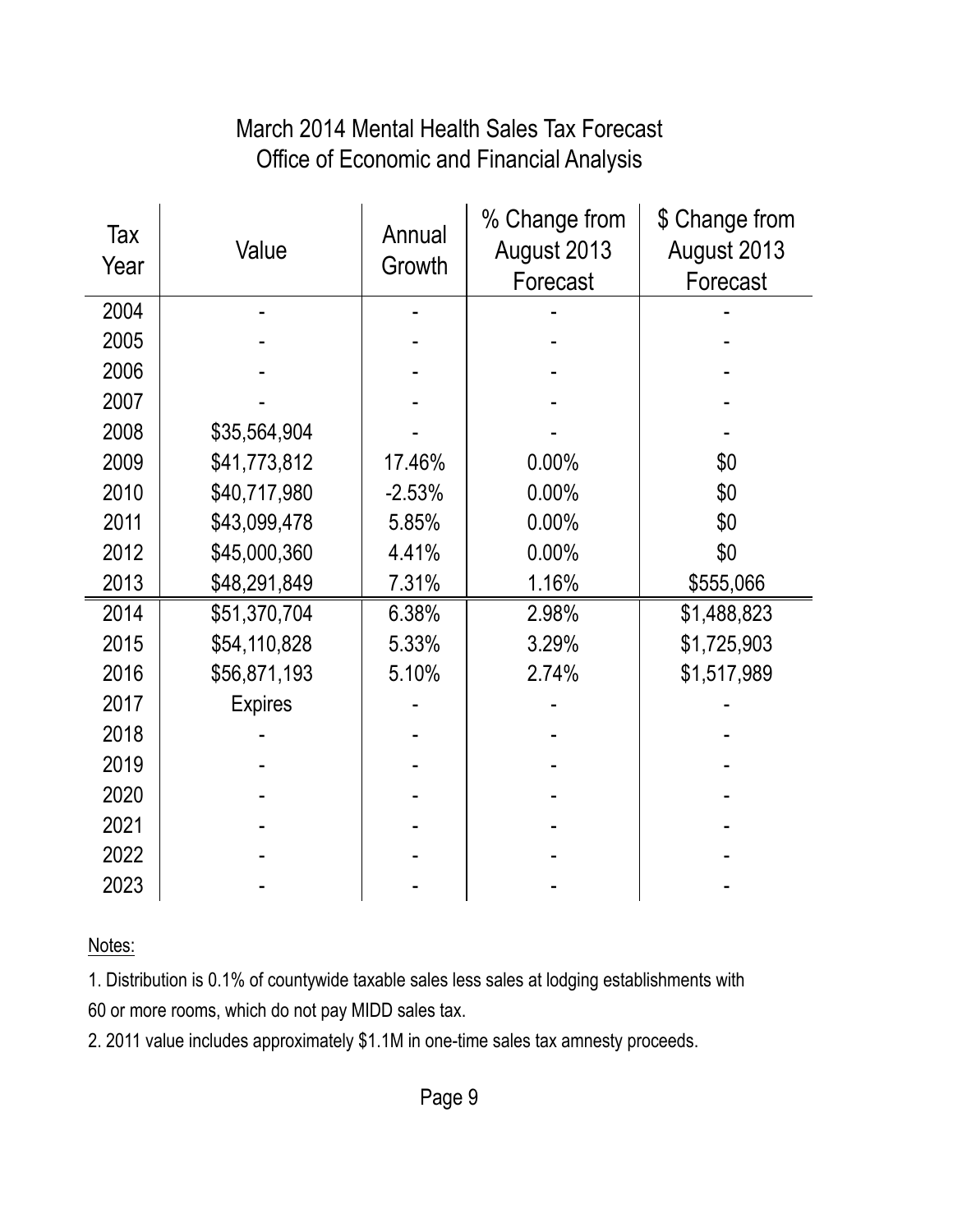# March 2014 Mental Health Sales Tax Forecast
## Office of Economic and Financial Analysis

| Tax Year | Value | Annual Growth | % Change from August 2013 Forecast | $ Change from August 2013 Forecast |
|---|---|---|---|---|
| 2004 | - | - | - | - |
| 2005 | - | - | - | - |
| 2006 | - | - | - | - |
| 2007 | - | - | - | - |
| 2008 | $35,564,904 | - | - | - |
| 2009 | $41,773,812 | 17.46% | 0.00% | $0 |
| 2010 | $40,717,980 | -2.53% | 0.00% | $0 |
| 2011 | $43,099,478 | 5.85% | 0.00% | $0 |
| 2012 | $45,000,360 | 4.41% | 0.00% | $0 |
| 2013 | $48,291,849 | 7.31% | 1.16% | $555,066 |
| 2014 | $51,370,704 | 6.38% | 2.98% | $1,488,823 |
| 2015 | $54,110,828 | 5.33% | 3.29% | $1,725,903 |
| 2016 | $56,871,193 | 5.10% | 2.74% | $1,517,989 |
| 2017 | Expires | - | - | - |
| 2018 | - | - | - | - |
| 2019 | - | - | - | - |
| 2020 | - | - | - | - |
| 2021 | - | - | - | - |
| 2022 | - | - | - | - |
| 2023 | - | - | - | - |

Notes:

1. Distribution is 0.1% of countywide taxable sales less sales at lodging establishments with 60 or more rooms, which do not pay MIDD sales tax.

2. 2011 value includes approximately $1.1M in one-time sales tax amnesty proceeds.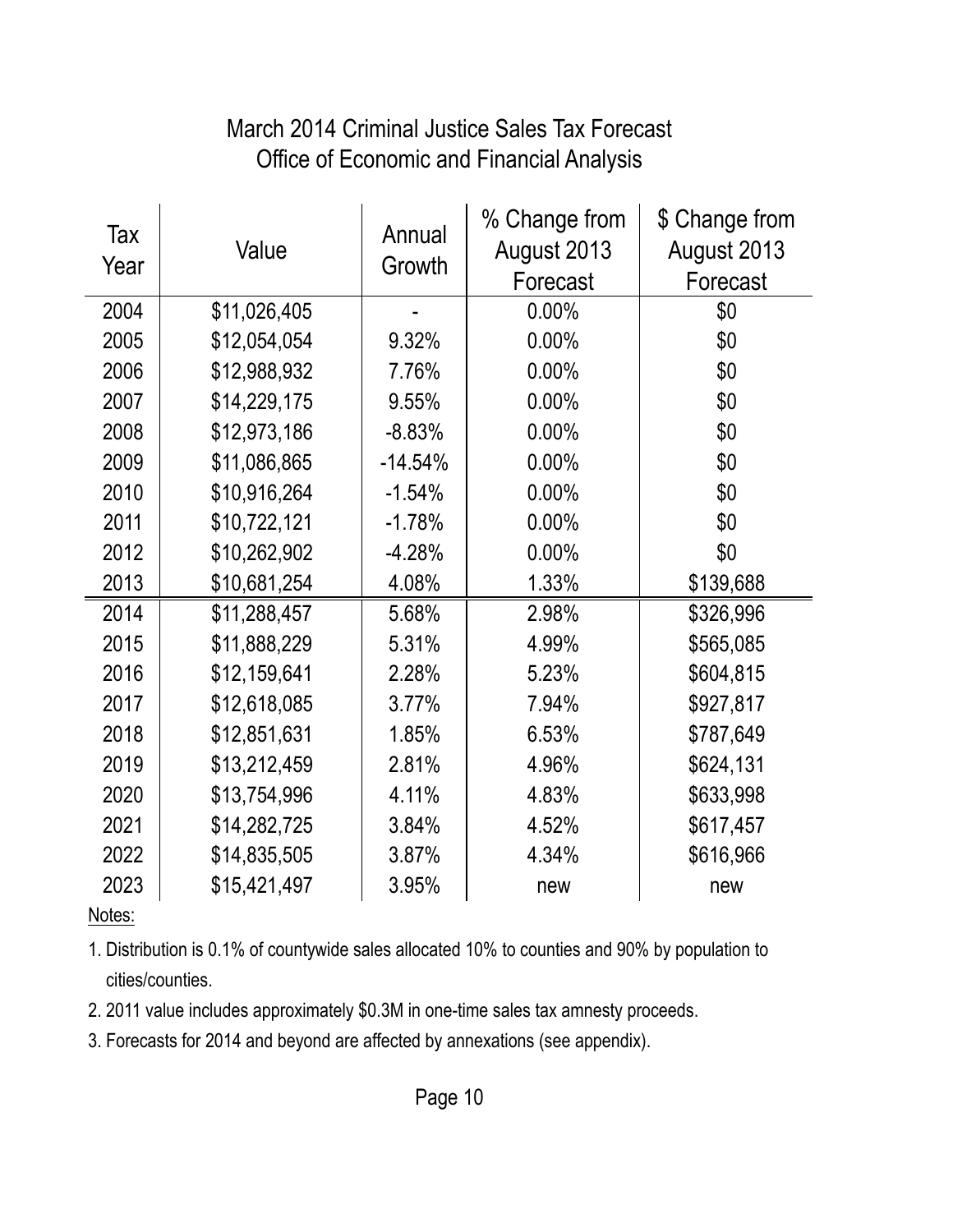# March 2014 Criminal Justice Sales Tax Forecast
## Office of Economic and Financial Analysis

| Tax Year | Value | Annual Growth | % Change from August 2013 Forecast | $ Change from August 2013 Forecast |
|---|---|---|---|---|
| 2004 | $11,026,405 | - | 0.00% | $0 |
| 2005 | $12,054,054 | 9.32% | 0.00% | $0 |
| 2006 | $12,988,932 | 7.76% | 0.00% | $0 |
| 2007 | $14,229,175 | 9.55% | 0.00% | $0 |
| 2008 | $12,973,186 | -8.83% | 0.00% | $0 |
| 2009 | $11,086,865 | -14.54% | 0.00% | $0 |
| 2010 | $10,916,264 | -1.54% | 0.00% | $0 |
| 2011 | $10,722,121 | -1.78% | 0.00% | $0 |
| 2012 | $10,262,902 | -4.28% | 0.00% | $0 |
| 2013 | $10,681,254 | 4.08% | 1.33% | $139,688 |
| 2014 | $11,288,457 | 5.68% | 2.98% | $326,996 |
| 2015 | $11,888,229 | 5.31% | 4.99% | $565,085 |
| 2016 | $12,159,641 | 2.28% | 5.23% | $604,815 |
| 2017 | $12,618,085 | 3.77% | 7.94% | $927,817 |
| 2018 | $12,851,631 | 1.85% | 6.53% | $787,649 |
| 2019 | $13,212,459 | 2.81% | 4.96% | $624,131 |
| 2020 | $13,754,996 | 4.11% | 4.83% | $633,998 |
| 2021 | $14,282,725 | 3.84% | 4.52% | $617,457 |
| 2022 | $14,835,505 | 3.87% | 4.34% | $616,966 |
| 2023 | $15,421,497 | 3.95% | new | new |

Notes:

1. Distribution is 0.1% of countywide sales allocated 10% to counties and 90% by population to cities/counties.
2. 2011 value includes approximately $0.3M in one-time sales tax amnesty proceeds.
3. Forecasts for 2014 and beyond are affected by annexations (see appendix).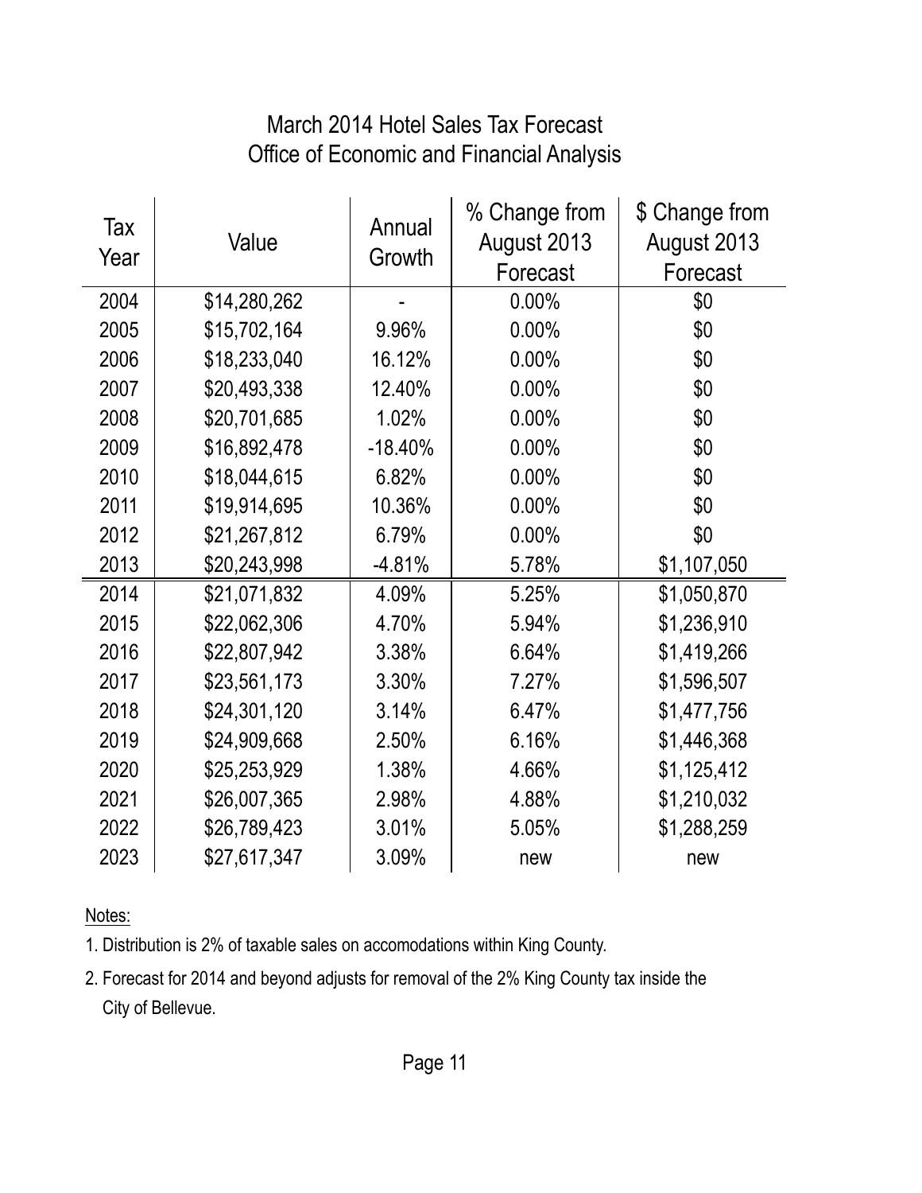# March 2014 Hotel Sales Tax Forecast
## Office of Economic and Financial Analysis

| Tax Year | Value | Annual Growth | % Change from August 2013 Forecast | $ Change from August 2013 Forecast |
|---|---|---|---|---|
| 2004 | $14,280,262 | - | 0.00% | $0 |
| 2005 | $15,702,164 | 9.96% | 0.00% | $0 |
| 2006 | $18,233,040 | 16.12% | 0.00% | $0 |
| 2007 | $20,493,338 | 12.40% | 0.00% | $0 |
| 2008 | $20,701,685 | 1.02% | 0.00% | $0 |
| 2009 | $16,892,478 | -18.40% | 0.00% | $0 |
| 2010 | $18,044,615 | 6.82% | 0.00% | $0 |
| 2011 | $19,914,695 | 10.36% | 0.00% | $0 |
| 2012 | $21,267,812 | 6.79% | 0.00% | $0 |
| 2013 | $20,243,998 | -4.81% | 5.78% | $1,107,050 |
| 2014 | $21,071,832 | 4.09% | 5.25% | $1,050,870 |
| 2015 | $22,062,306 | 4.70% | 5.94% | $1,236,910 |
| 2016 | $22,807,942 | 3.38% | 6.64% | $1,419,266 |
| 2017 | $23,561,173 | 3.30% | 7.27% | $1,596,507 |
| 2018 | $24,301,120 | 3.14% | 6.47% | $1,477,756 |
| 2019 | $24,909,668 | 2.50% | 6.16% | $1,446,368 |
| 2020 | $25,253,929 | 1.38% | 4.66% | $1,125,412 |
| 2021 | $26,007,365 | 2.98% | 4.88% | $1,210,032 |
| 2022 | $26,789,423 | 3.01% | 5.05% | $1,288,259 |
| 2023 | $27,617,347 | 3.09% | new | new |

Notes:

1. Distribution is 2% of taxable sales on accomodations within King County.
2. Forecast for 2014 and beyond adjusts for removal of the 2% King County tax inside the City of Bellevue.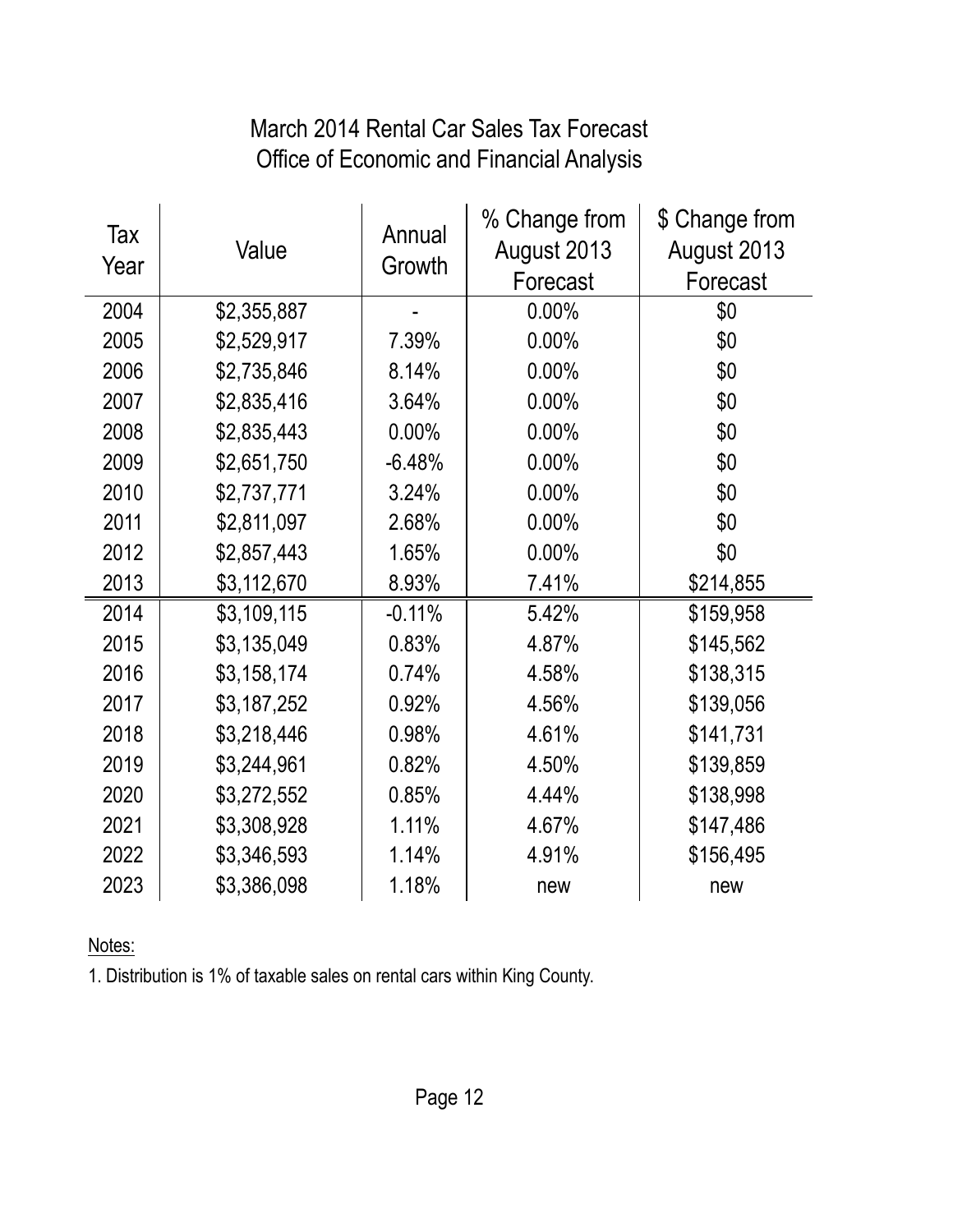# March 2014 Rental Car Sales Tax Forecast
## Office of Economic and Financial Analysis

| Tax Year | Value | Annual Growth | % Change from August 2013 Forecast | $ Change from August 2013 Forecast |
|---|---|---|---|---|
| 2004 | $2,355,887 | - | 0.00% | $0 |
| 2005 | $2,529,917 | 7.39% | 0.00% | $0 |
| 2006 | $2,735,846 | 8.14% | 0.00% | $0 |
| 2007 | $2,835,416 | 3.64% | 0.00% | $0 |
| 2008 | $2,835,443 | 0.00% | 0.00% | $0 |
| 2009 | $2,651,750 | -6.48% | 0.00% | $0 |
| 2010 | $2,737,771 | 3.24% | 0.00% | $0 |
| 2011 | $2,811,097 | 2.68% | 0.00% | $0 |
| 2012 | $2,857,443 | 1.65% | 0.00% | $0 |
| 2013 | $3,112,670 | 8.93% | 7.41% | $214,855 |
| 2014 | $3,109,115 | -0.11% | 5.42% | $159,958 |
| 2015 | $3,135,049 | 0.83% | 4.87% | $145,562 |
| 2016 | $3,158,174 | 0.74% | 4.58% | $138,315 |
| 2017 | $3,187,252 | 0.92% | 4.56% | $139,056 |
| 2018 | $3,218,446 | 0.98% | 4.61% | $141,731 |
| 2019 | $3,244,961 | 0.82% | 4.50% | $139,859 |
| 2020 | $3,272,552 | 0.85% | 4.44% | $138,998 |
| 2021 | $3,308,928 | 1.11% | 4.67% | $147,486 |
| 2022 | $3,346,593 | 1.14% | 4.91% | $156,495 |
| 2023 | $3,386,098 | 1.18% | new | new |

Notes:

1. Distribution is 1% of taxable sales on rental cars within King County.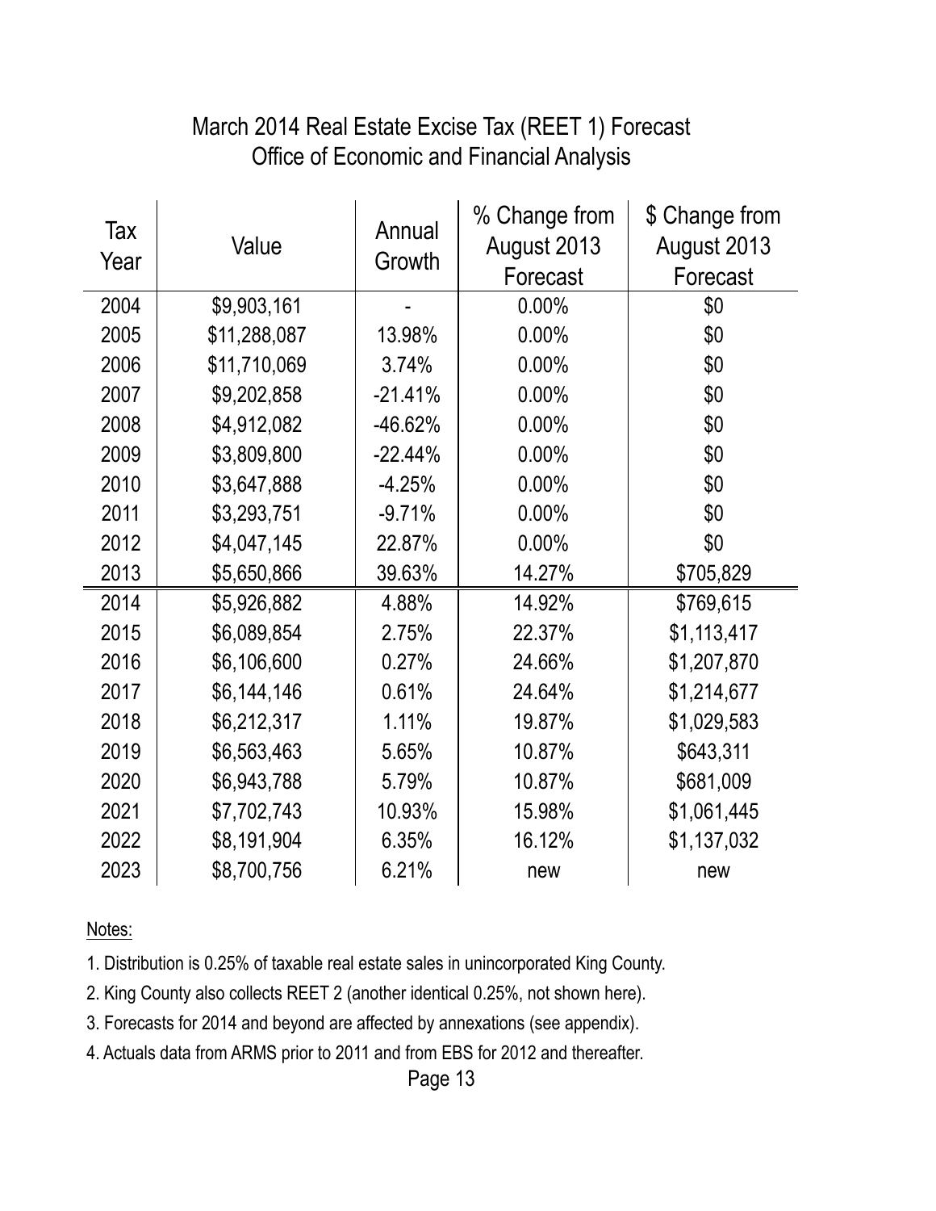# March 2014 Real Estate Excise Tax (REET 1) Forecast
## Office of Economic and Financial Analysis

| Tax Year | Value | Annual Growth | % Change from August 2013 Forecast | $ Change from August 2013 Forecast |
|---|---|---|---|---|
| 2004 | $9,903,161 | - | 0.00% | $0 |
| 2005 | $11,288,087 | 13.98% | 0.00% | $0 |
| 2006 | $11,710,069 | 3.74% | 0.00% | $0 |
| 2007 | $9,202,858 | -21.41% | 0.00% | $0 |
| 2008 | $4,912,082 | -46.62% | 0.00% | $0 |
| 2009 | $3,809,800 | -22.44% | 0.00% | $0 |
| 2010 | $3,647,888 | -4.25% | 0.00% | $0 |
| 2011 | $3,293,751 | -9.71% | 0.00% | $0 |
| 2012 | $4,047,145 | 22.87% | 0.00% | $0 |
| 2013 | $5,650,866 | 39.63% | 14.27% | $705,829 |
| 2014 | $5,926,882 | 4.88% | 14.92% | $769,615 |
| 2015 | $6,089,854 | 2.75% | 22.37% | $1,113,417 |
| 2016 | $6,106,600 | 0.27% | 24.66% | $1,207,870 |
| 2017 | $6,144,146 | 0.61% | 24.64% | $1,214,677 |
| 2018 | $6,212,317 | 1.11% | 19.87% | $1,029,583 |
| 2019 | $6,563,463 | 5.65% | 10.87% | $643,311 |
| 2020 | $6,943,788 | 5.79% | 10.87% | $681,009 |
| 2021 | $7,702,743 | 10.93% | 15.98% | $1,061,445 |
| 2022 | $8,191,904 | 6.35% | 16.12% | $1,137,032 |
| 2023 | $8,700,756 | 6.21% | new | new |

Notes:

1. Distribution is 0.25% of taxable real estate sales in unincorporated King County.
2. King County also collects REET 2 (another identical 0.25%, not shown here).
3. Forecasts for 2014 and beyond are affected by annexations (see appendix).
4. Actuals data from ARMS prior to 2011 and from EBS for 2012 and thereafter.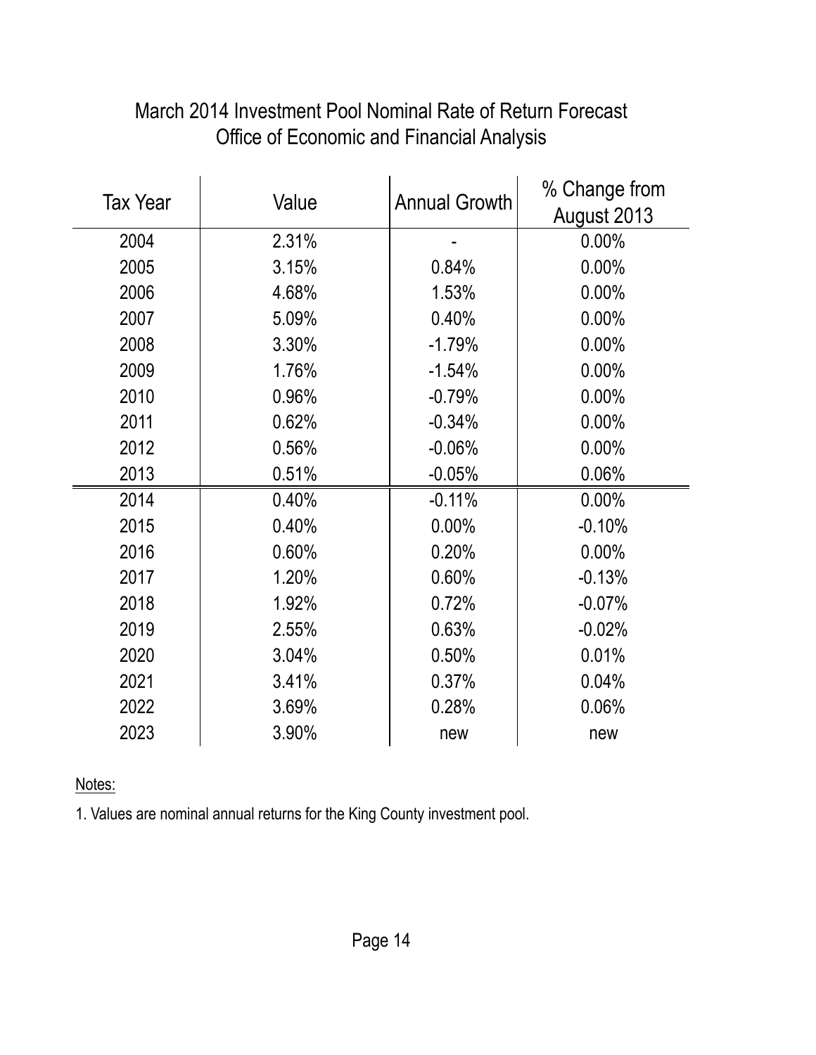# March 2014 Investment Pool Nominal Rate of Return Forecast
## Office of Economic and Financial Analysis

| Tax Year | Value | Annual Growth | % Change from August 2013 |
|---|---|---|---|
| 2004 | 2.31% | - | 0.00% |
| 2005 | 3.15% | 0.84% | 0.00% |
| 2006 | 4.68% | 1.53% | 0.00% |
| 2007 | 5.09% | 0.40% | 0.00% |
| 2008 | 3.30% | -1.79% | 0.00% |
| 2009 | 1.76% | -1.54% | 0.00% |
| 2010 | 0.96% | -0.79% | 0.00% |
| 2011 | 0.62% | -0.34% | 0.00% |
| 2012 | 0.56% | -0.06% | 0.00% |
| 2013 | 0.51% | -0.05% | 0.06% |
| 2014 | 0.40% | -0.11% | 0.00% |
| 2015 | 0.40% | 0.00% | -0.10% |
| 2016 | 0.60% | 0.20% | 0.00% |
| 2017 | 1.20% | 0.60% | -0.13% |
| 2018 | 1.92% | 0.72% | -0.07% |
| 2019 | 2.55% | 0.63% | -0.02% |
| 2020 | 3.04% | 0.50% | 0.01% |
| 2021 | 3.41% | 0.37% | 0.04% |
| 2022 | 3.69% | 0.28% | 0.06% |
| 2023 | 3.90% | new | new |

Notes:

1. Values are nominal annual returns for the King County investment pool.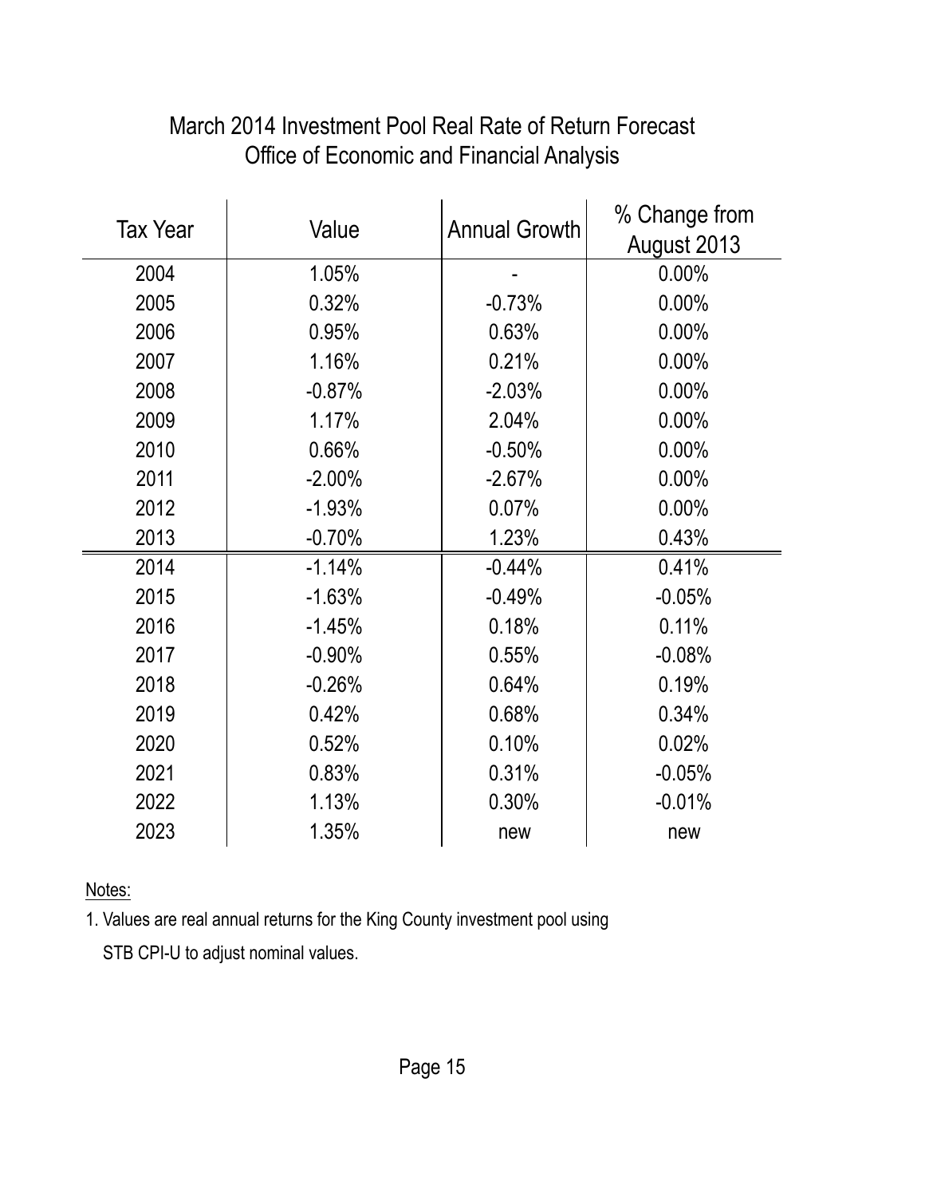# March 2014 Investment Pool Real Rate of Return Forecast
## Office of Economic and Financial Analysis

| Tax Year | Value | Annual Growth | % Change from August 2013 |
|---|---|---|---|
| 2004 | 1.05% | - | 0.00% |
| 2005 | 0.32% | -0.73% | 0.00% |
| 2006 | 0.95% | 0.63% | 0.00% |
| 2007 | 1.16% | 0.21% | 0.00% |
| 2008 | -0.87% | -2.03% | 0.00% |
| 2009 | 1.17% | 2.04% | 0.00% |
| 2010 | 0.66% | -0.50% | 0.00% |
| 2011 | -2.00% | -2.67% | 0.00% |
| 2012 | -1.93% | 0.07% | 0.00% |
| 2013 | -0.70% | 1.23% | 0.43% |
| 2014 | -1.14% | -0.44% | 0.41% |
| 2015 | -1.63% | -0.49% | -0.05% |
| 2016 | -1.45% | 0.18% | 0.11% |
| 2017 | -0.90% | 0.55% | -0.08% |
| 2018 | -0.26% | 0.64% | 0.19% |
| 2019 | 0.42% | 0.68% | 0.34% |
| 2020 | 0.52% | 0.10% | 0.02% |
| 2021 | 0.83% | 0.31% | -0.05% |
| 2022 | 1.13% | 0.30% | -0.01% |
| 2023 | 1.35% | new | new |

Notes:

1. Values are real annual returns for the King County investment pool using STB CPI-U to adjust nominal values.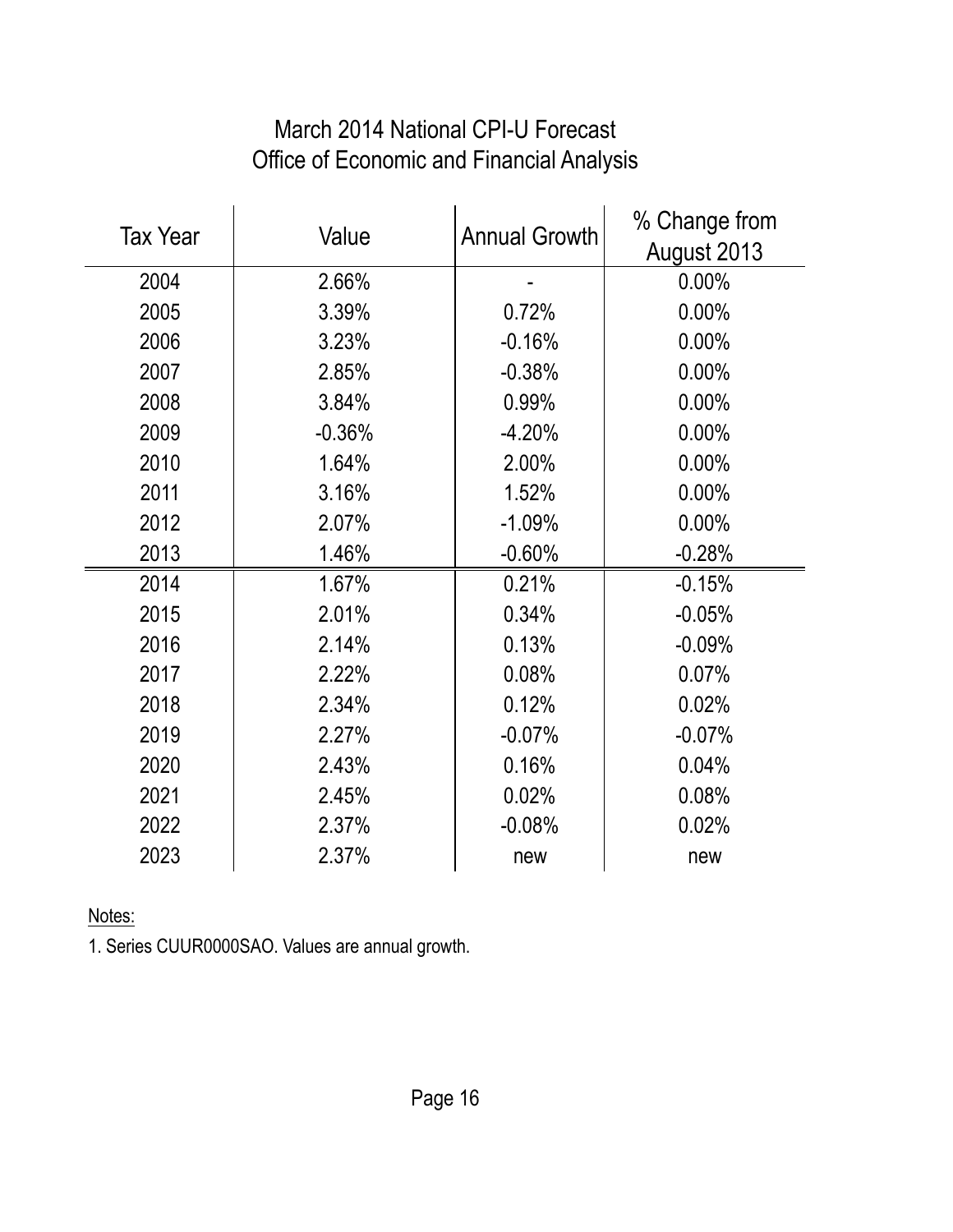# March 2014 National CPI-U Forecast
## Office of Economic and Financial Analysis

| Tax Year | Value | Annual Growth | % Change from August 2013 |
|---|---|---|---|
| 2004 | 2.66% | - | 0.00% |
| 2005 | 3.39% | 0.72% | 0.00% |
| 2006 | 3.23% | -0.16% | 0.00% |
| 2007 | 2.85% | -0.38% | 0.00% |
| 2008 | 3.84% | 0.99% | 0.00% |
| 2009 | -0.36% | -4.20% | 0.00% |
| 2010 | 1.64% | 2.00% | 0.00% |
| 2011 | 3.16% | 1.52% | 0.00% |
| 2012 | 2.07% | -1.09% | 0.00% |
| 2013 | 1.46% | -0.60% | -0.28% |
| 2014 | 1.67% | 0.21% | -0.15% |
| 2015 | 2.01% | 0.34% | -0.05% |
| 2016 | 2.14% | 0.13% | -0.09% |
| 2017 | 2.22% | 0.08% | 0.07% |
| 2018 | 2.34% | 0.12% | 0.02% |
| 2019 | 2.27% | -0.07% | -0.07% |
| 2020 | 2.43% | 0.16% | 0.04% |
| 2021 | 2.45% | 0.02% | 0.08% |
| 2022 | 2.37% | -0.08% | 0.02% |
| 2023 | 2.37% | new | new |

Notes:

1. Series CUUR0000SAO. Values are annual growth.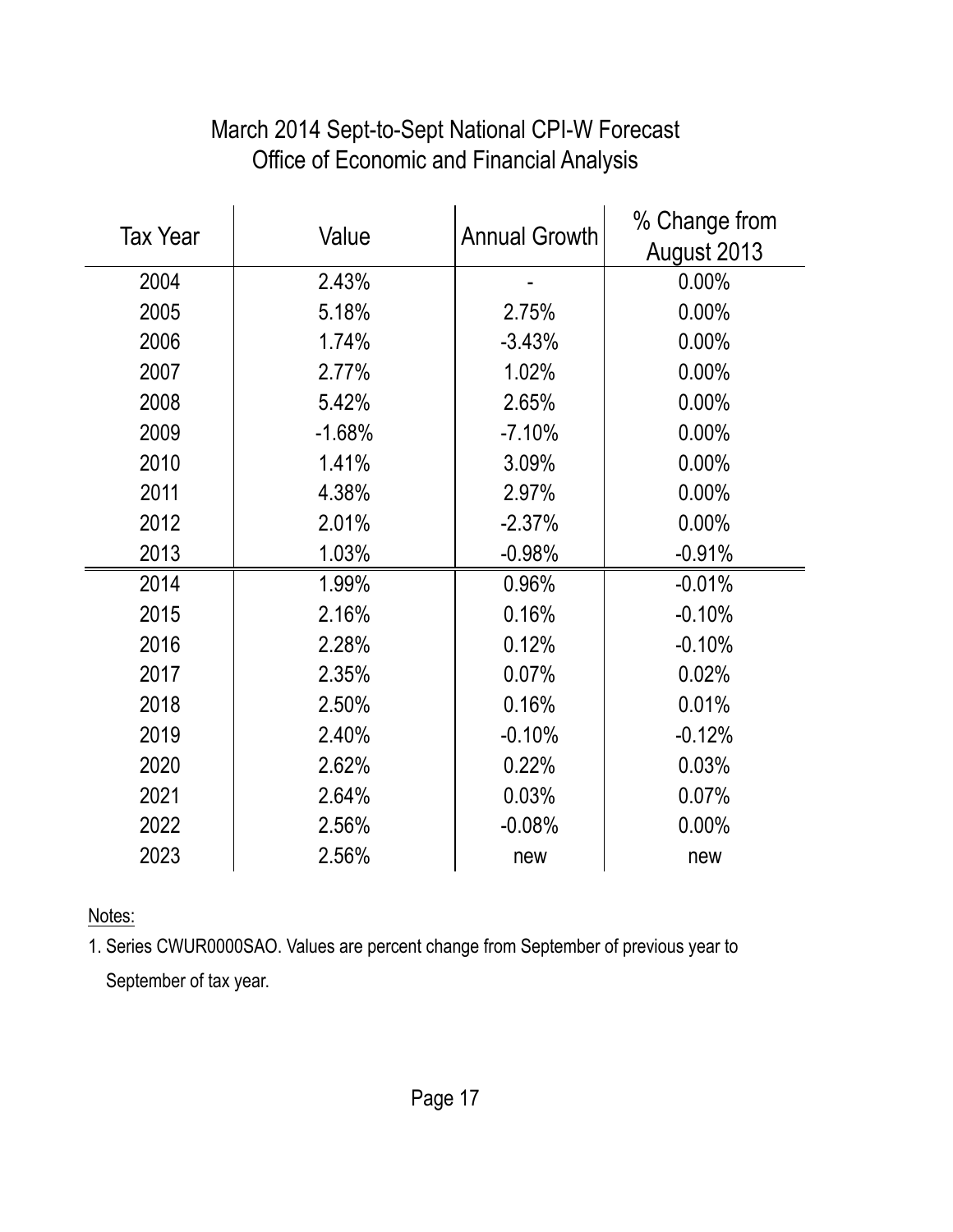# March 2014 Sept-to-Sept National CPI-W Forecast
## Office of Economic and Financial Analysis

| Tax Year | Value | Annual Growth | % Change from August 2013 |
|---|---|---|---|
| 2004 | 2.43% | - | 0.00% |
| 2005 | 5.18% | 2.75% | 0.00% |
| 2006 | 1.74% | -3.43% | 0.00% |
| 2007 | 2.77% | 1.02% | 0.00% |
| 2008 | 5.42% | 2.65% | 0.00% |
| 2009 | -1.68% | -7.10% | 0.00% |
| 2010 | 1.41% | 3.09% | 0.00% |
| 2011 | 4.38% | 2.97% | 0.00% |
| 2012 | 2.01% | -2.37% | 0.00% |
| 2013 | 1.03% | -0.98% | -0.91% |
| 2014 | 1.99% | 0.96% | -0.01% |
| 2015 | 2.16% | 0.16% | -0.10% |
| 2016 | 2.28% | 0.12% | -0.10% |
| 2017 | 2.35% | 0.07% | 0.02% |
| 2018 | 2.50% | 0.16% | 0.01% |
| 2019 | 2.40% | -0.10% | -0.12% |
| 2020 | 2.62% | 0.22% | 0.03% |
| 2021 | 2.64% | 0.03% | 0.07% |
| 2022 | 2.56% | -0.08% | 0.00% |
| 2023 | 2.56% | new | new |

Notes:

1. Series CWUR0000SAO. Values are percent change from September of previous year to September of tax year.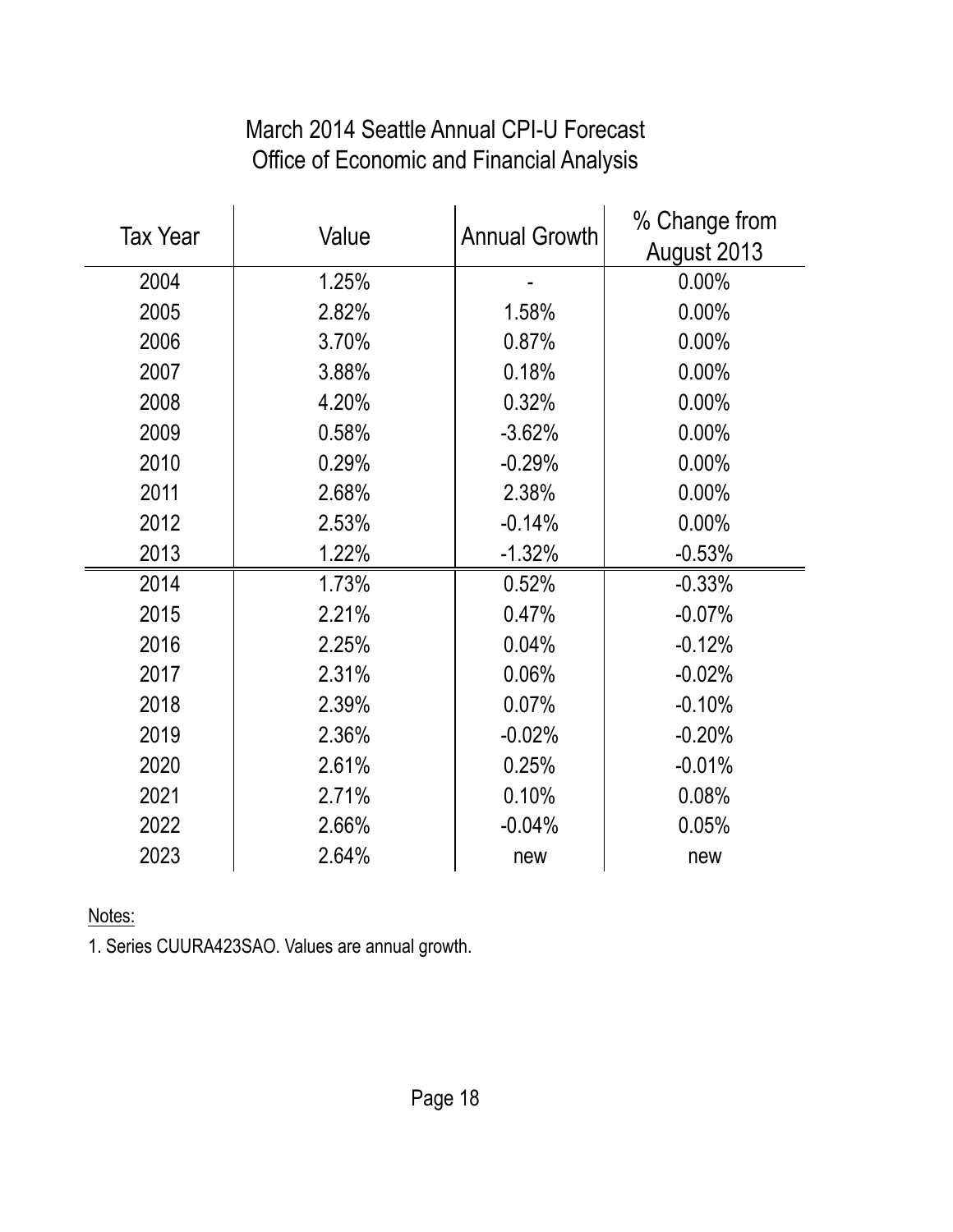# March 2014 Seattle Annual CPI-U Forecast
## Office of Economic and Financial Analysis

| Tax Year | Value | Annual Growth | % Change from August 2013 |
|---|---|---|---|
| 2004 | 1.25% | - | 0.00% |
| 2005 | 2.82% | 1.58% | 0.00% |
| 2006 | 3.70% | 0.87% | 0.00% |
| 2007 | 3.88% | 0.18% | 0.00% |
| 2008 | 4.20% | 0.32% | 0.00% |
| 2009 | 0.58% | -3.62% | 0.00% |
| 2010 | 0.29% | -0.29% | 0.00% |
| 2011 | 2.68% | 2.38% | 0.00% |
| 2012 | 2.53% | -0.14% | 0.00% |
| 2013 | 1.22% | -1.32% | -0.53% |
| 2014 | 1.73% | 0.52% | -0.33% |
| 2015 | 2.21% | 0.47% | -0.07% |
| 2016 | 2.25% | 0.04% | -0.12% |
| 2017 | 2.31% | 0.06% | -0.02% |
| 2018 | 2.39% | 0.07% | -0.10% |
| 2019 | 2.36% | -0.02% | -0.20% |
| 2020 | 2.61% | 0.25% | -0.01% |
| 2021 | 2.71% | 0.10% | 0.08% |
| 2022 | 2.66% | -0.04% | 0.05% |
| 2023 | 2.64% | new | new |

Notes:

1. Series CUURA423SAO. Values are annual growth.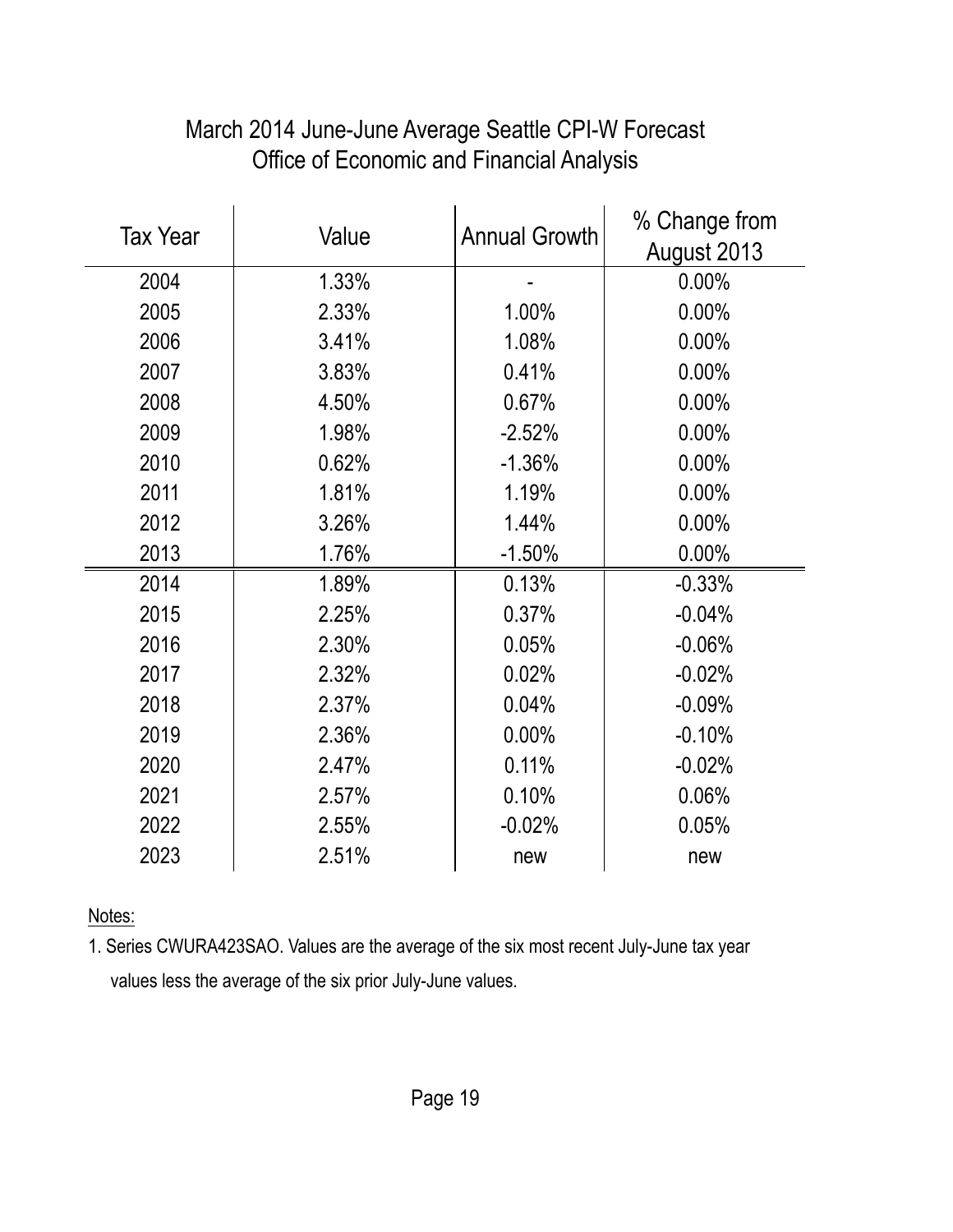# March 2014 June-June Average Seattle CPI-W Forecast
## Office of Economic and Financial Analysis

| Tax Year | Value | Annual Growth | % Change from August 2013 |
|---|---|---|---|
| 2004 | 1.33% | - | 0.00% |
| 2005 | 2.33% | 1.00% | 0.00% |
| 2006 | 3.41% | 1.08% | 0.00% |
| 2007 | 3.83% | 0.41% | 0.00% |
| 2008 | 4.50% | 0.67% | 0.00% |
| 2009 | 1.98% | -2.52% | 0.00% |
| 2010 | 0.62% | -1.36% | 0.00% |
| 2011 | 1.81% | 1.19% | 0.00% |
| 2012 | 3.26% | 1.44% | 0.00% |
| 2013 | 1.76% | -1.50% | 0.00% |
| 2014 | 1.89% | 0.13% | -0.33% |
| 2015 | 2.25% | 0.37% | -0.04% |
| 2016 | 2.30% | 0.05% | -0.06% |
| 2017 | 2.32% | 0.02% | -0.02% |
| 2018 | 2.37% | 0.04% | -0.09% |
| 2019 | 2.36% | 0.00% | -0.10% |
| 2020 | 2.47% | 0.11% | -0.02% |
| 2021 | 2.57% | 0.10% | 0.06% |
| 2022 | 2.55% | -0.02% | 0.05% |
| 2023 | 2.51% | new | new |

Notes:

1. Series CWURA423SAO. Values are the average of the six most recent July-June tax year values less the average of the six prior July-June values.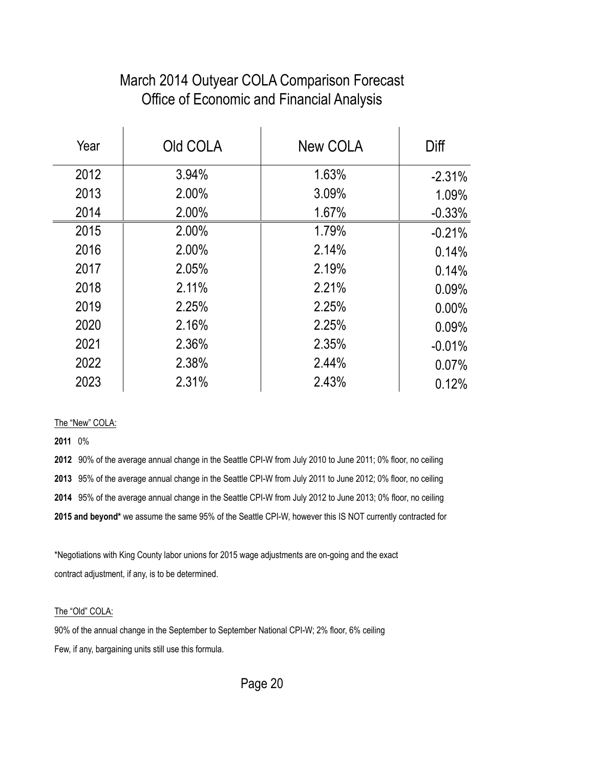# March 2014 Outyear COLA Comparison Forecast
## Office of Economic and Financial Analysis

| Year | Old COLA | New COLA | Diff |
|---|---|---|---|
| 2012 | 3.94% | 1.63% | -2.31% |
| 2013 | 2.00% | 3.09% | 1.09% |
| 2014 | 2.00% | 1.67% | -0.33% |
| 2015 | 2.00% | 1.79% | -0.21% |
| 2016 | 2.00% | 2.14% | 0.14% |
| 2017 | 2.05% | 2.19% | 0.14% |
| 2018 | 2.11% | 2.21% | 0.09% |
| 2019 | 2.25% | 2.25% | 0.00% |
| 2020 | 2.16% | 2.25% | 0.09% |
| 2021 | 2.36% | 2.35% | -0.01% |
| 2022 | 2.38% | 2.44% | 0.07% |
| 2023 | 2.31% | 2.43% | 0.12% |

The "New" COLA:

**2011** 0%

**2012** 90% of the average annual change in the Seattle CPI-W from July 2010 to June 2011; 0% floor, no ceiling

**2013** 95% of the average annual change in the Seattle CPI-W from July 2011 to June 2012; 0% floor, no ceiling

**2014** 95% of the average annual change in the Seattle CPI-W from July 2012 to June 2013; 0% floor, no ceiling

**2015 and beyond*** we assume the same 95% of the Seattle CPI-W, however this IS NOT currently contracted for

*Negotiations with King County labor unions for 2015 wage adjustments are on-going and the exact contract adjustment, if any, is to be determined.

The "Old" COLA:

90% of the annual change in the September to September National CPI-W; 2% floor, 6% ceiling

Few, if any, bargaining units still use this formula.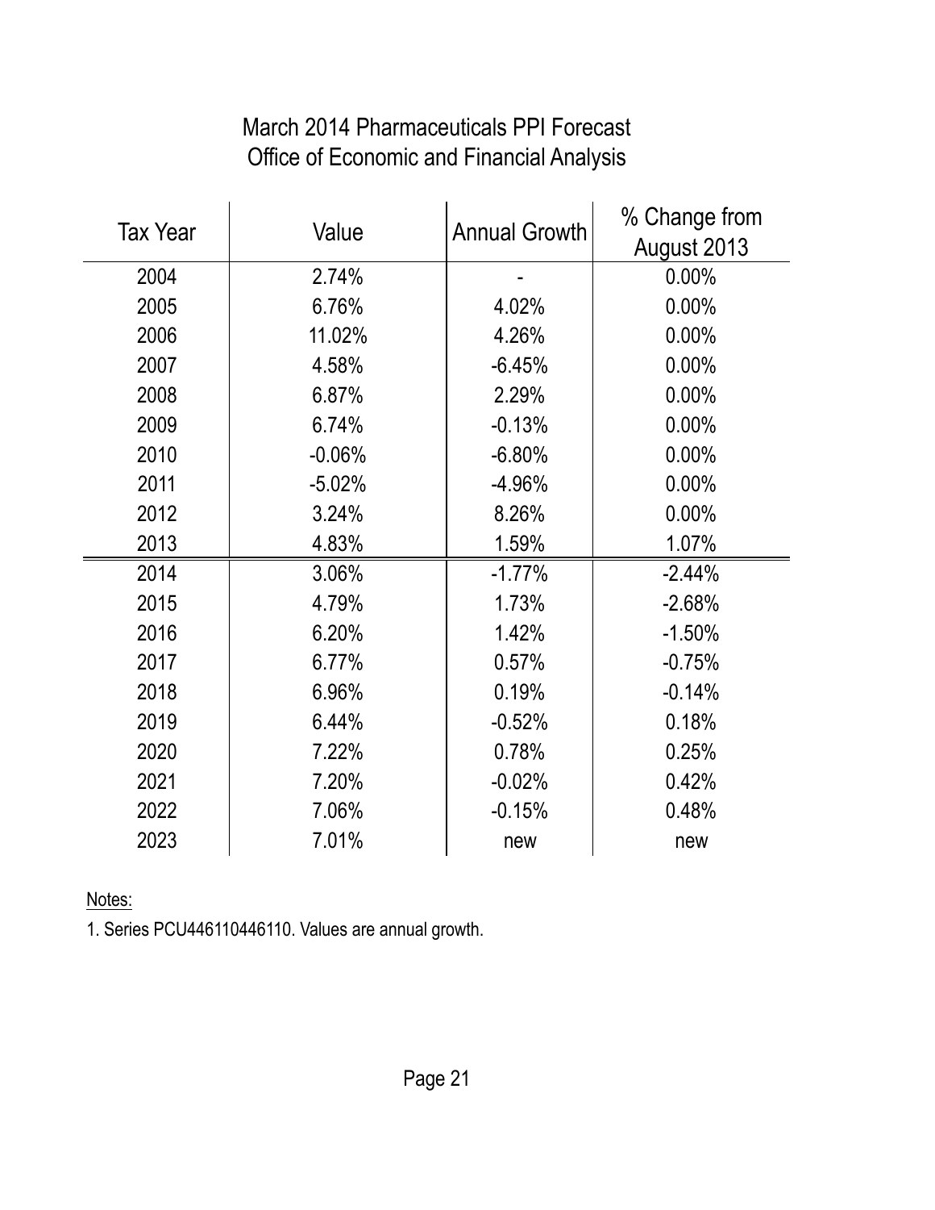# March 2014 Pharmaceuticals PPI Forecast
## Office of Economic and Financial Analysis

| Tax Year | Value | Annual Growth | % Change from August 2013 |
|---|---|---|---|
| 2004 | 2.74% | - | 0.00% |
| 2005 | 6.76% | 4.02% | 0.00% |
| 2006 | 11.02% | 4.26% | 0.00% |
| 2007 | 4.58% | -6.45% | 0.00% |
| 2008 | 6.87% | 2.29% | 0.00% |
| 2009 | 6.74% | -0.13% | 0.00% |
| 2010 | -0.06% | -6.80% | 0.00% |
| 2011 | -5.02% | -4.96% | 0.00% |
| 2012 | 3.24% | 8.26% | 0.00% |
| 2013 | 4.83% | 1.59% | 1.07% |
| 2014 | 3.06% | -1.77% | -2.44% |
| 2015 | 4.79% | 1.73% | -2.68% |
| 2016 | 6.20% | 1.42% | -1.50% |
| 2017 | 6.77% | 0.57% | -0.75% |
| 2018 | 6.96% | 0.19% | -0.14% |
| 2019 | 6.44% | -0.52% | 0.18% |
| 2020 | 7.22% | 0.78% | 0.25% |
| 2021 | 7.20% | -0.02% | 0.42% |
| 2022 | 7.06% | -0.15% | 0.48% |
| 2023 | 7.01% | new | new |

Notes:

1. Series PCU446110446110. Values are annual growth.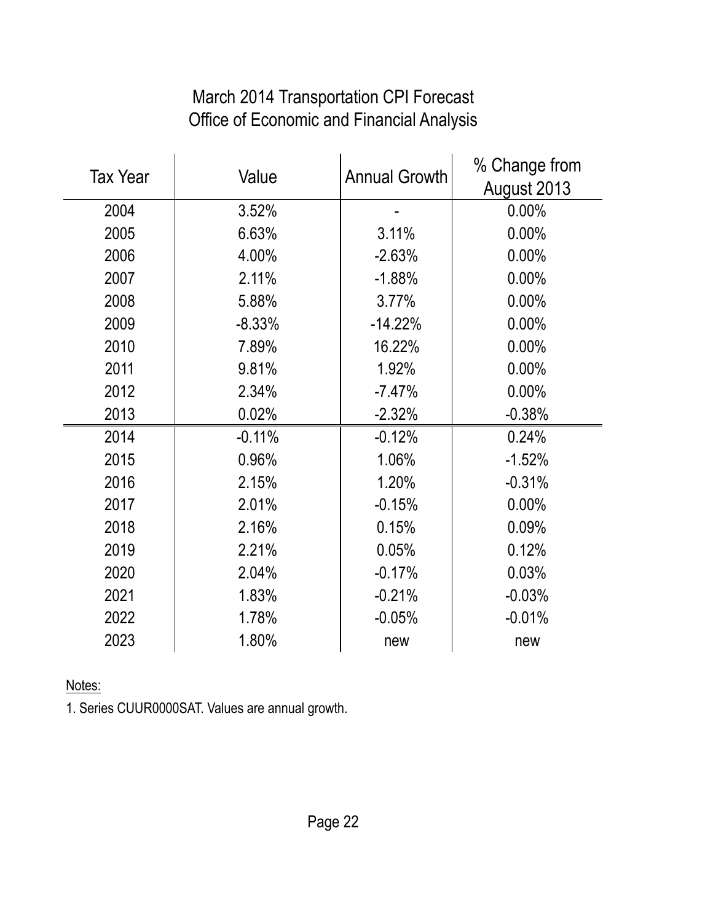# March 2014 Transportation CPI Forecast
## Office of Economic and Financial Analysis

| Tax Year | Value | Annual Growth | % Change from August 2013 |
|---|---|---|---|
| 2004 | 3.52% | - | 0.00% |
| 2005 | 6.63% | 3.11% | 0.00% |
| 2006 | 4.00% | -2.63% | 0.00% |
| 2007 | 2.11% | -1.88% | 0.00% |
| 2008 | 5.88% | 3.77% | 0.00% |
| 2009 | -8.33% | -14.22% | 0.00% |
| 2010 | 7.89% | 16.22% | 0.00% |
| 2011 | 9.81% | 1.92% | 0.00% |
| 2012 | 2.34% | -7.47% | 0.00% |
| 2013 | 0.02% | -2.32% | -0.38% |
| 2014 | -0.11% | -0.12% | 0.24% |
| 2015 | 0.96% | 1.06% | -1.52% |
| 2016 | 2.15% | 1.20% | -0.31% |
| 2017 | 2.01% | -0.15% | 0.00% |
| 2018 | 2.16% | 0.15% | 0.09% |
| 2019 | 2.21% | 0.05% | 0.12% |
| 2020 | 2.04% | -0.17% | 0.03% |
| 2021 | 1.83% | -0.21% | -0.03% |
| 2022 | 1.78% | -0.05% | -0.01% |
| 2023 | 1.80% | new | new |

Notes:

1. Series CUUR0000SAT. Values are annual growth.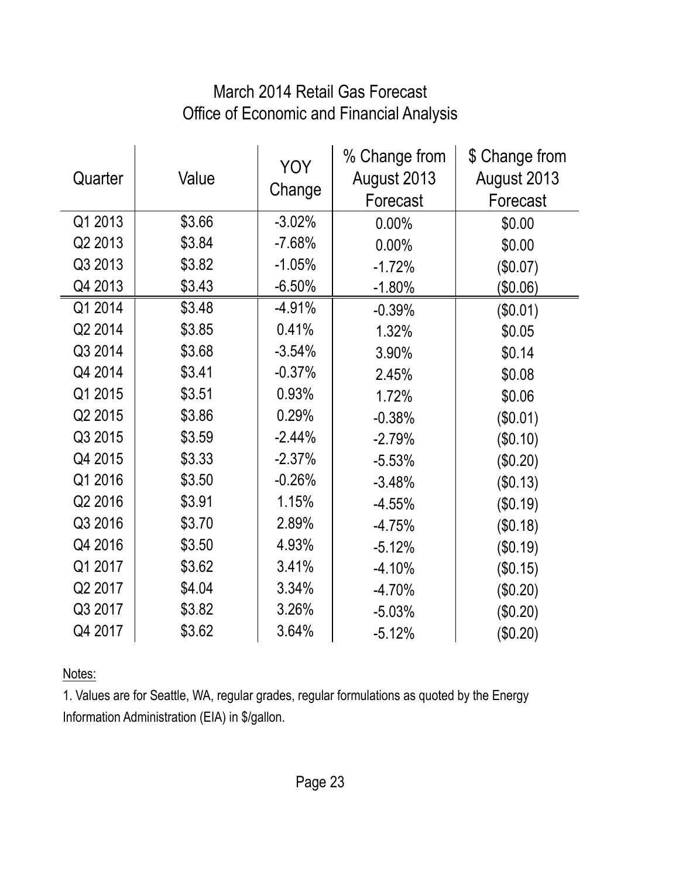# March 2014 Retail Gas Forecast
## Office of Economic and Financial Analysis

| Quarter | Value | YOY Change | % Change from August 2013 Forecast | $ Change from August 2013 Forecast |
|---|---|---|---|---|
| Q1 2013 | $3.66 | -3.02% | 0.00% | $0.00 |
| Q2 2013 | $3.84 | -7.68% | 0.00% | $0.00 |
| Q3 2013 | $3.82 | -1.05% | -1.72% | ($0.07) |
| Q4 2013 | $3.43 | -6.50% | -1.80% | ($0.06) |
| Q1 2014 | $3.48 | -4.91% | -0.39% | ($0.01) |
| Q2 2014 | $3.85 | 0.41% | 1.32% | $0.05 |
| Q3 2014 | $3.68 | -3.54% | 3.90% | $0.14 |
| Q4 2014 | $3.41 | -0.37% | 2.45% | $0.08 |
| Q1 2015 | $3.51 | 0.93% | 1.72% | $0.06 |
| Q2 2015 | $3.86 | 0.29% | -0.38% | ($0.01) |
| Q3 2015 | $3.59 | -2.44% | -2.79% | ($0.10) |
| Q4 2015 | $3.33 | -2.37% | -5.53% | ($0.20) |
| Q1 2016 | $3.50 | -0.26% | -3.48% | ($0.13) |
| Q2 2016 | $3.91 | 1.15% | -4.55% | ($0.19) |
| Q3 2016 | $3.70 | 2.89% | -4.75% | ($0.18) |
| Q4 2016 | $3.50 | 4.93% | -5.12% | ($0.19) |
| Q1 2017 | $3.62 | 3.41% | -4.10% | ($0.15) |
| Q2 2017 | $4.04 | 3.34% | -4.70% | ($0.20) |
| Q3 2017 | $3.82 | 3.26% | -5.03% | ($0.20) |
| Q4 2017 | $3.62 | 3.64% | -5.12% | ($0.20) |

Notes:

1. Values are for Seattle, WA, regular grades, regular formulations as quoted by the Energy Information Administration (EIA) in $/gallon.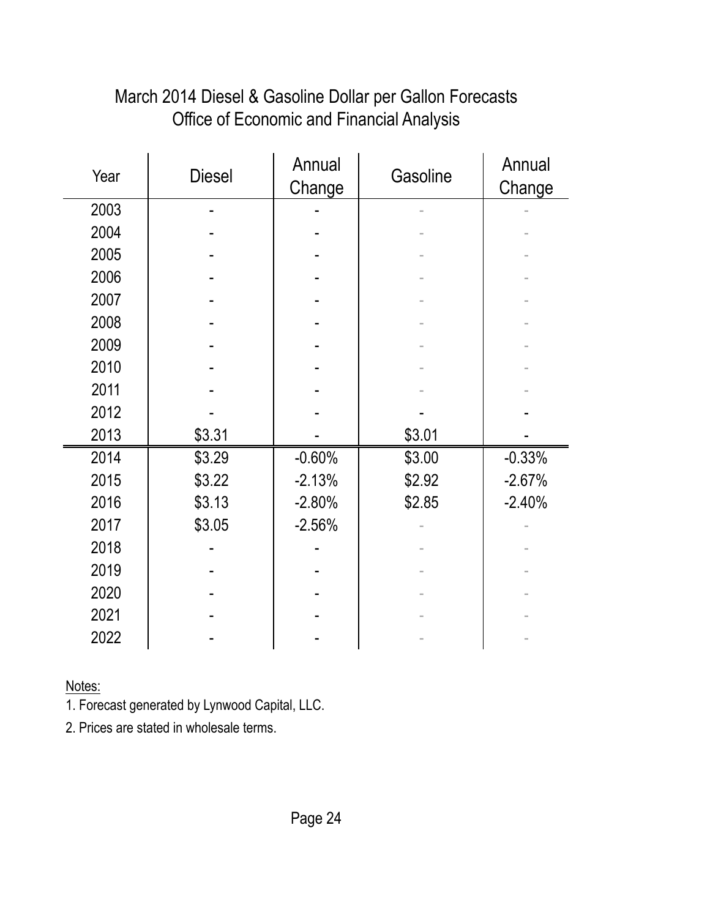# March 2014 Diesel & Gasoline Dollar per Gallon Forecasts
## Office of Economic and Financial Analysis

| Year | Diesel | Annual Change | Gasoline | Annual Change |
|---|---|---|---|---|
| 2003 | - | - | - | - |
| 2004 | - | - | - | - |
| 2005 | - | - | - | - |
| 2006 | - | - | - | - |
| 2007 | - | - | - | - |
| 2008 | - | - | - | - |
| 2009 | - | - | - | - |
| 2010 | - | - | - | - |
| 2011 | - | - | - | - |
| 2012 | - | - | - | - |
| 2013 | $3.31 | - | $3.01 | - |
| 2014 | $3.29 | -0.60% | $3.00 | -0.33% |
| 2015 | $3.22 | -2.13% | $2.92 | -2.67% |
| 2016 | $3.13 | -2.80% | $2.85 | -2.40% |
| 2017 | $3.05 | -2.56% | - | - |
| 2018 | - | - | - | - |
| 2019 | - | - | - | - |
| 2020 | - | - | - | - |
| 2021 | - | - | - | - |
| 2022 | - | - | - | - |

Notes:

1. Forecast generated by Lynwood Capital, LLC.
2. Prices are stated in wholesale terms.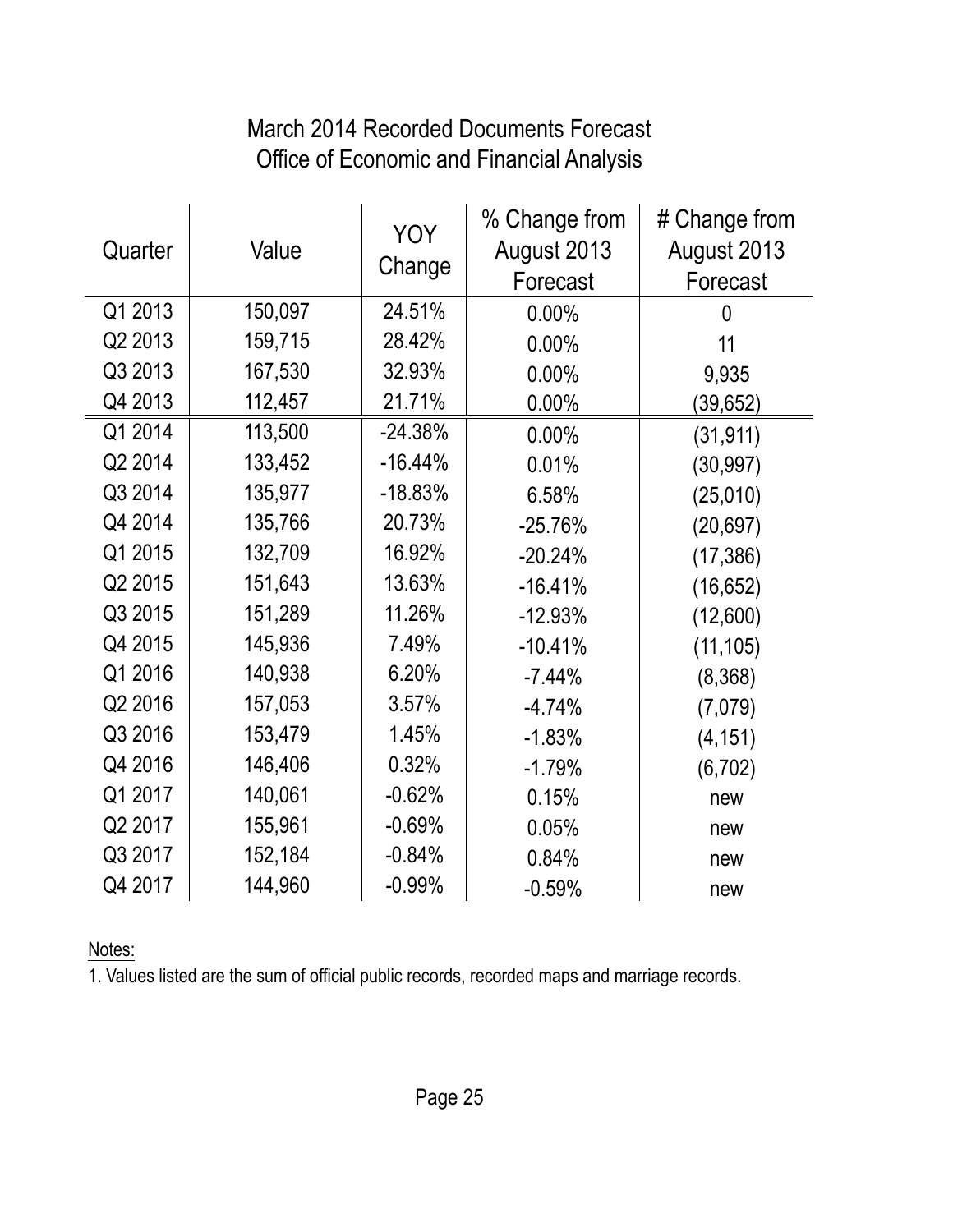# March 2014 Recorded Documents Forecast
## Office of Economic and Financial Analysis

| Quarter | Value | YOY Change | % Change from August 2013 Forecast | # Change from August 2013 Forecast |
|---|---|---|---|---|
| Q1 2013 | 150,097 | 24.51% | 0.00% | 0 |
| Q2 2013 | 159,715 | 28.42% | 0.00% | 11 |
| Q3 2013 | 167,530 | 32.93% | 0.00% | 9,935 |
| Q4 2013 | 112,457 | 21.71% | 0.00% | (39,652) |
| Q1 2014 | 113,500 | -24.38% | 0.00% | (31,911) |
| Q2 2014 | 133,452 | -16.44% | 0.01% | (30,997) |
| Q3 2014 | 135,977 | -18.83% | 6.58% | (25,010) |
| Q4 2014 | 135,766 | 20.73% | -25.76% | (20,697) |
| Q1 2015 | 132,709 | 16.92% | -20.24% | (17,386) |
| Q2 2015 | 151,643 | 13.63% | -16.41% | (16,652) |
| Q3 2015 | 151,289 | 11.26% | -12.93% | (12,600) |
| Q4 2015 | 145,936 | 7.49% | -10.41% | (11,105) |
| Q1 2016 | 140,938 | 6.20% | -7.44% | (8,368) |
| Q2 2016 | 157,053 | 3.57% | -4.74% | (7,079) |
| Q3 2016 | 153,479 | 1.45% | -1.83% | (4,151) |
| Q4 2016 | 146,406 | 0.32% | -1.79% | (6,702) |
| Q1 2017 | 140,061 | -0.62% | 0.15% | new |
| Q2 2017 | 155,961 | -0.69% | 0.05% | new |
| Q3 2017 | 152,184 | -0.84% | 0.84% | new |
| Q4 2017 | 144,960 | -0.99% | -0.59% | new |

Notes:

1. Values listed are the sum of official public records, recorded maps and marriage records.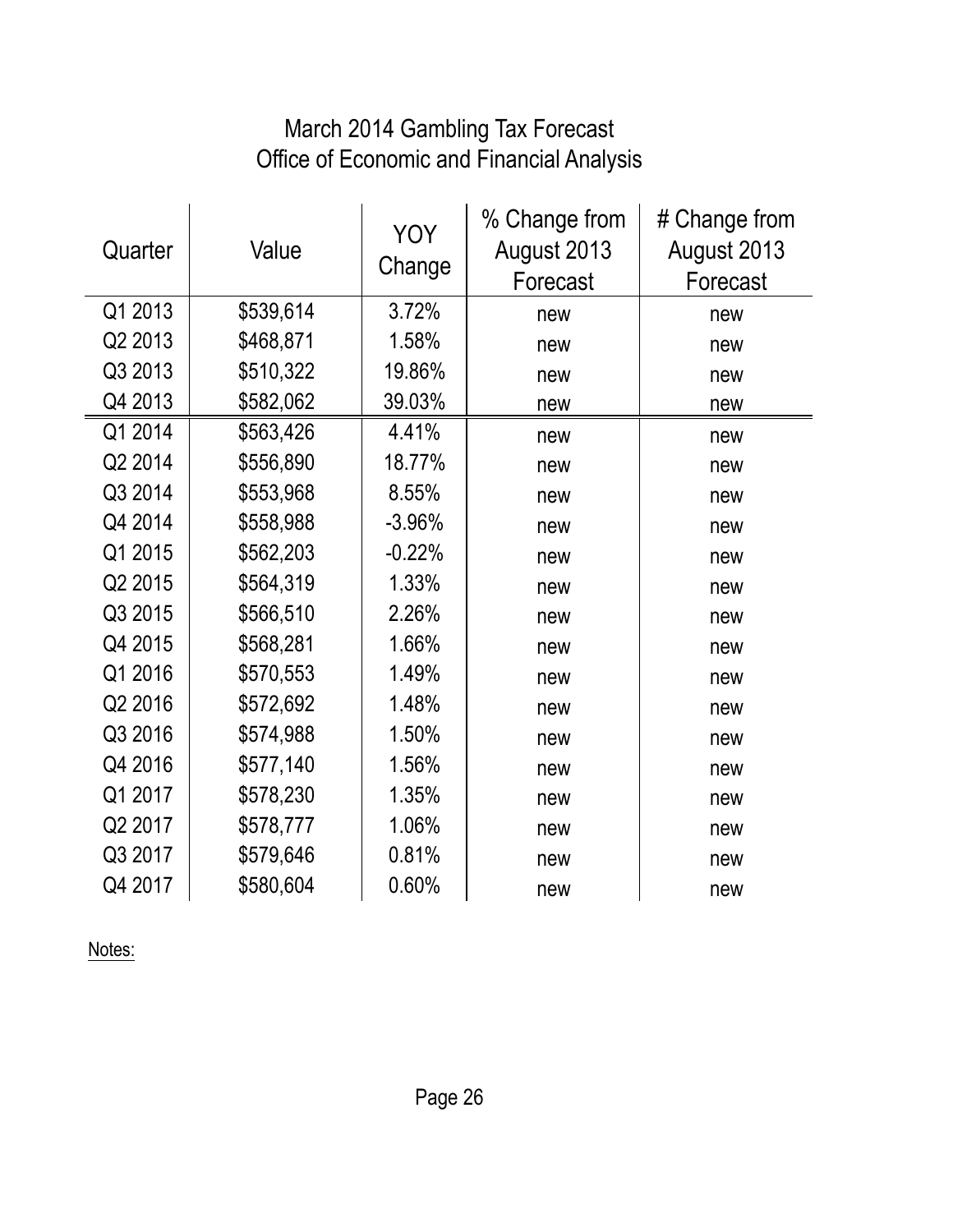# March 2014 Gambling Tax Forecast
## Office of Economic and Financial Analysis

| Quarter | Value | YOY Change | % Change from August 2013 Forecast | # Change from August 2013 Forecast |
|---|---|---|---|---|
| Q1 2013 | $539,614 | 3.72% | new | new |
| Q2 2013 | $468,871 | 1.58% | new | new |
| Q3 2013 | $510,322 | 19.86% | new | new |
| Q4 2013 | $582,062 | 39.03% | new | new |
| Q1 2014 | $563,426 | 4.41% | new | new |
| Q2 2014 | $556,890 | 18.77% | new | new |
| Q3 2014 | $553,968 | 8.55% | new | new |
| Q4 2014 | $558,988 | -3.96% | new | new |
| Q1 2015 | $562,203 | -0.22% | new | new |
| Q2 2015 | $564,319 | 1.33% | new | new |
| Q3 2015 | $566,510 | 2.26% | new | new |
| Q4 2015 | $568,281 | 1.66% | new | new |
| Q1 2016 | $570,553 | 1.49% | new | new |
| Q2 2016 | $572,692 | 1.48% | new | new |
| Q3 2016 | $574,988 | 1.50% | new | new |
| Q4 2016 | $577,140 | 1.56% | new | new |
| Q1 2017 | $578,230 | 1.35% | new | new |
| Q2 2017 | $578,777 | 1.06% | new | new |
| Q3 2017 | $579,646 | 0.81% | new | new |
| Q4 2017 | $580,604 | 0.60% | new | new |

Notes: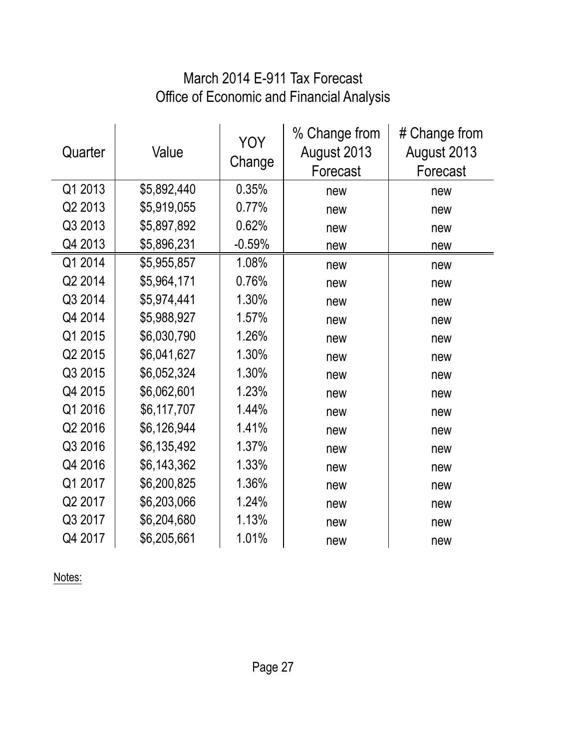# March 2014 E-911 Tax Forecast
## Office of Economic and Financial Analysis

| Quarter | Value | YOY Change | % Change from August 2013 Forecast | # Change from August 2013 Forecast |
|---|---|---|---|---|
| Q1 2013 | $5,892,440 | 0.35% | new | new |
| Q2 2013 | $5,919,055 | 0.77% | new | new |
| Q3 2013 | $5,897,892 | 0.62% | new | new |
| Q4 2013 | $5,896,231 | -0.59% | new | new |
| Q1 2014 | $5,955,857 | 1.08% | new | new |
| Q2 2014 | $5,964,171 | 0.76% | new | new |
| Q3 2014 | $5,974,441 | 1.30% | new | new |
| Q4 2014 | $5,988,927 | 1.57% | new | new |
| Q1 2015 | $6,030,790 | 1.26% | new | new |
| Q2 2015 | $6,041,627 | 1.30% | new | new |
| Q3 2015 | $6,052,324 | 1.30% | new | new |
| Q4 2015 | $6,062,601 | 1.23% | new | new |
| Q1 2016 | $6,117,707 | 1.44% | new | new |
| Q2 2016 | $6,126,944 | 1.41% | new | new |
| Q3 2016 | $6,135,492 | 1.37% | new | new |
| Q4 2016 | $6,143,362 | 1.33% | new | new |
| Q1 2017 | $6,200,825 | 1.36% | new | new |
| Q2 2017 | $6,203,066 | 1.24% | new | new |
| Q3 2017 | $6,204,680 | 1.13% | new | new |
| Q4 2017 | $6,205,661 | 1.01% | new | new |

Notes: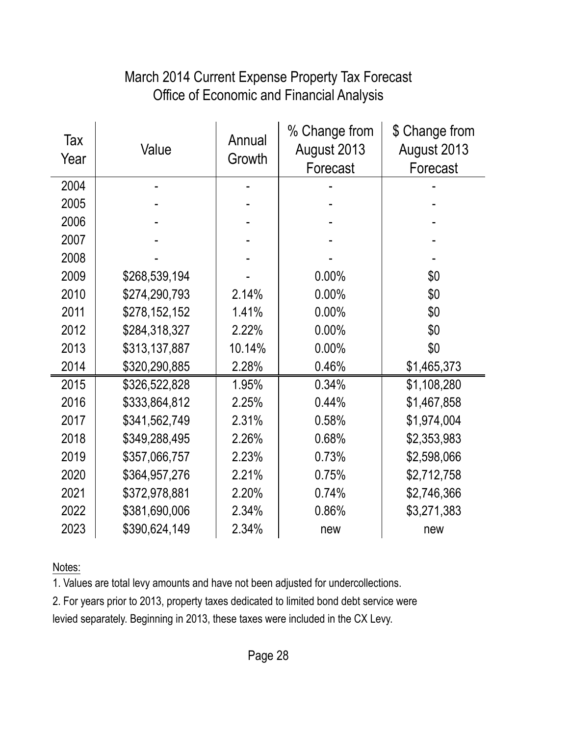# March 2014 Current Expense Property Tax Forecast
## Office of Economic and Financial Analysis

| Tax Year | Value | Annual Growth | % Change from August 2013 Forecast | $ Change from August 2013 Forecast |
|---|---|---|---|---|
| 2004 | - | - | - | - |
| 2005 | - | - | - | - |
| 2006 | - | - | - | - |
| 2007 | - | - | - | - |
| 2008 | - | - | - | - |
| 2009 | $268,539,194 | - | 0.00% | $0 |
| 2010 | $274,290,793 | 2.14% | 0.00% | $0 |
| 2011 | $278,152,152 | 1.41% | 0.00% | $0 |
| 2012 | $284,318,327 | 2.22% | 0.00% | $0 |
| 2013 | $313,137,887 | 10.14% | 0.00% | $0 |
| 2014 | $320,290,885 | 2.28% | 0.46% | $1,465,373 |
| 2015 | $326,522,828 | 1.95% | 0.34% | $1,108,280 |
| 2016 | $333,864,812 | 2.25% | 0.44% | $1,467,858 |
| 2017 | $341,562,749 | 2.31% | 0.58% | $1,974,004 |
| 2018 | $349,288,495 | 2.26% | 0.68% | $2,353,983 |
| 2019 | $357,066,757 | 2.23% | 0.73% | $2,598,066 |
| 2020 | $364,957,276 | 2.21% | 0.75% | $2,712,758 |
| 2021 | $372,978,881 | 2.20% | 0.74% | $2,746,366 |
| 2022 | $381,690,006 | 2.34% | 0.86% | $3,271,383 |
| 2023 | $390,624,149 | 2.34% | new | new |

Notes:

1. Values are total levy amounts and have not been adjusted for undercollections.
2. For years prior to 2013, property taxes dedicated to limited bond debt service were levied separately. Beginning in 2013, these taxes were included in the CX Levy.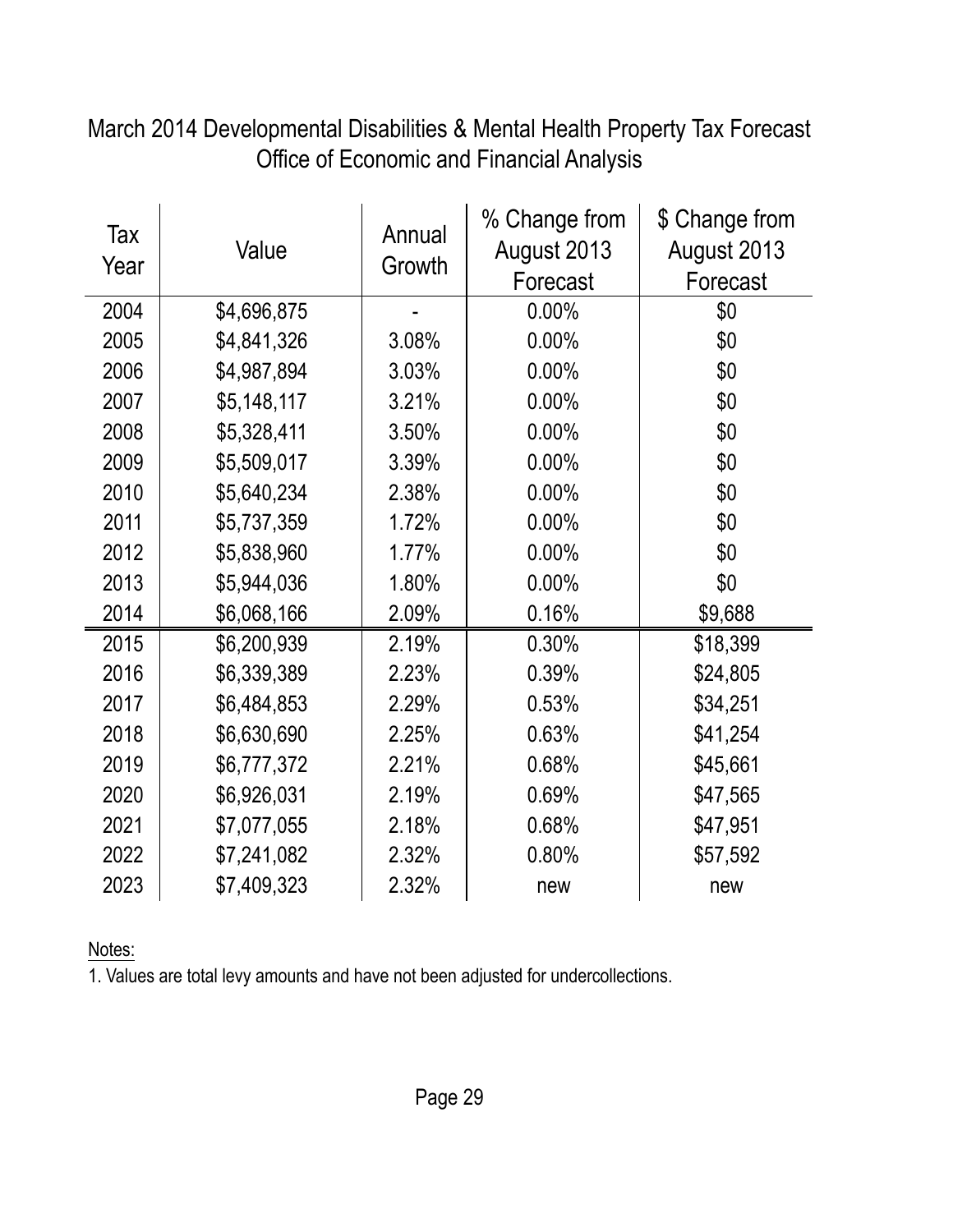# March 2014 Developmental Disabilities & Mental Health Property Tax Forecast
## Office of Economic and Financial Analysis

| Tax Year | Value | Annual Growth | % Change from August 2013 Forecast | $ Change from August 2013 Forecast |
|---|---|---|---|---|
| 2004 | $4,696,875 | - | 0.00% | $0 |
| 2005 | $4,841,326 | 3.08% | 0.00% | $0 |
| 2006 | $4,987,894 | 3.03% | 0.00% | $0 |
| 2007 | $5,148,117 | 3.21% | 0.00% | $0 |
| 2008 | $5,328,411 | 3.50% | 0.00% | $0 |
| 2009 | $5,509,017 | 3.39% | 0.00% | $0 |
| 2010 | $5,640,234 | 2.38% | 0.00% | $0 |
| 2011 | $5,737,359 | 1.72% | 0.00% | $0 |
| 2012 | $5,838,960 | 1.77% | 0.00% | $0 |
| 2013 | $5,944,036 | 1.80% | 0.00% | $0 |
| 2014 | $6,068,166 | 2.09% | 0.16% | $9,688 |
| 2015 | $6,200,939 | 2.19% | 0.30% | $18,399 |
| 2016 | $6,339,389 | 2.23% | 0.39% | $24,805 |
| 2017 | $6,484,853 | 2.29% | 0.53% | $34,251 |
| 2018 | $6,630,690 | 2.25% | 0.63% | $41,254 |
| 2019 | $6,777,372 | 2.21% | 0.68% | $45,661 |
| 2020 | $6,926,031 | 2.19% | 0.69% | $47,565 |
| 2021 | $7,077,055 | 2.18% | 0.68% | $47,951 |
| 2022 | $7,241,082 | 2.32% | 0.80% | $57,592 |
| 2023 | $7,409,323 | 2.32% | new | new |

Notes:

1. Values are total levy amounts and have not been adjusted for undercollections.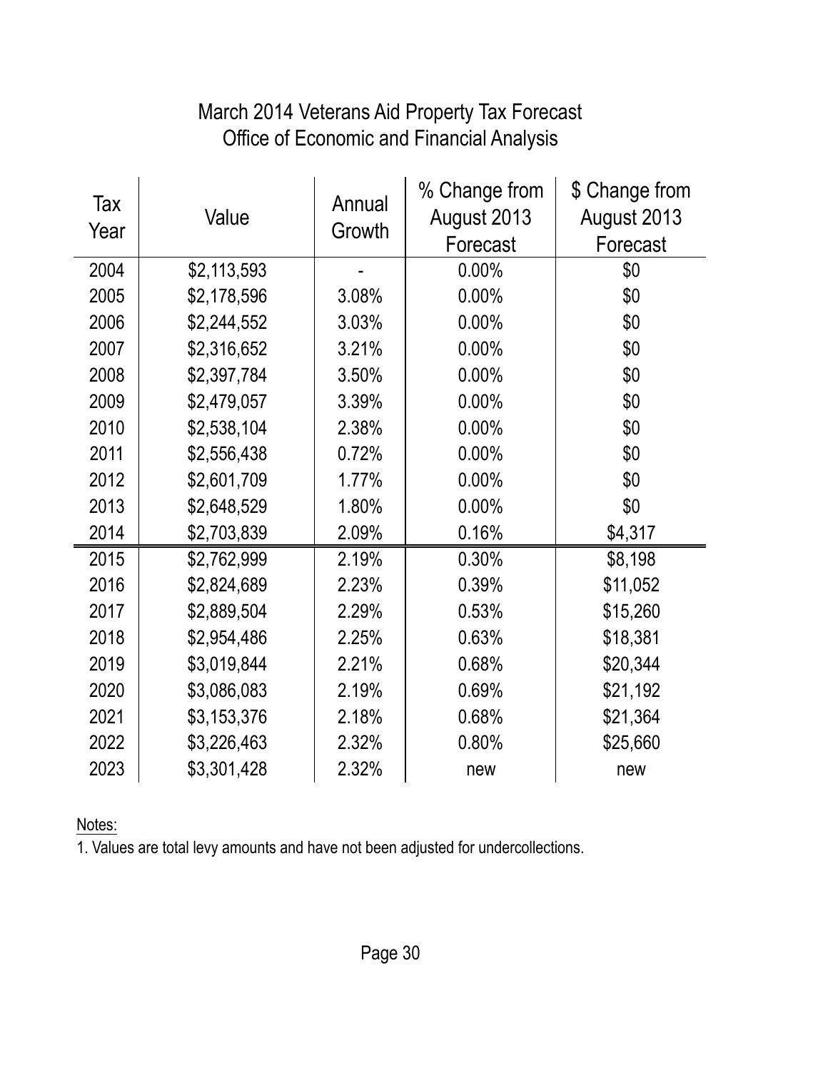# March 2014 Veterans Aid Property Tax Forecast
## Office of Economic and Financial Analysis

| Tax Year | Value | Annual Growth | % Change from August 2013 Forecast | $ Change from August 2013 Forecast |
|---|---|---|---|---|
| 2004 | $2,113,593 | - | 0.00% | $0 |
| 2005 | $2,178,596 | 3.08% | 0.00% | $0 |
| 2006 | $2,244,552 | 3.03% | 0.00% | $0 |
| 2007 | $2,316,652 | 3.21% | 0.00% | $0 |
| 2008 | $2,397,784 | 3.50% | 0.00% | $0 |
| 2009 | $2,479,057 | 3.39% | 0.00% | $0 |
| 2010 | $2,538,104 | 2.38% | 0.00% | $0 |
| 2011 | $2,556,438 | 0.72% | 0.00% | $0 |
| 2012 | $2,601,709 | 1.77% | 0.00% | $0 |
| 2013 | $2,648,529 | 1.80% | 0.00% | $0 |
| 2014 | $2,703,839 | 2.09% | 0.16% | $4,317 |
| 2015 | $2,762,999 | 2.19% | 0.30% | $8,198 |
| 2016 | $2,824,689 | 2.23% | 0.39% | $11,052 |
| 2017 | $2,889,504 | 2.29% | 0.53% | $15,260 |
| 2018 | $2,954,486 | 2.25% | 0.63% | $18,381 |
| 2019 | $3,019,844 | 2.21% | 0.68% | $20,344 |
| 2020 | $3,086,083 | 2.19% | 0.69% | $21,192 |
| 2021 | $3,153,376 | 2.18% | 0.68% | $21,364 |
| 2022 | $3,226,463 | 2.32% | 0.80% | $25,660 |
| 2023 | $3,301,428 | 2.32% | new | new |

Notes:

1. Values are total levy amounts and have not been adjusted for undercollections.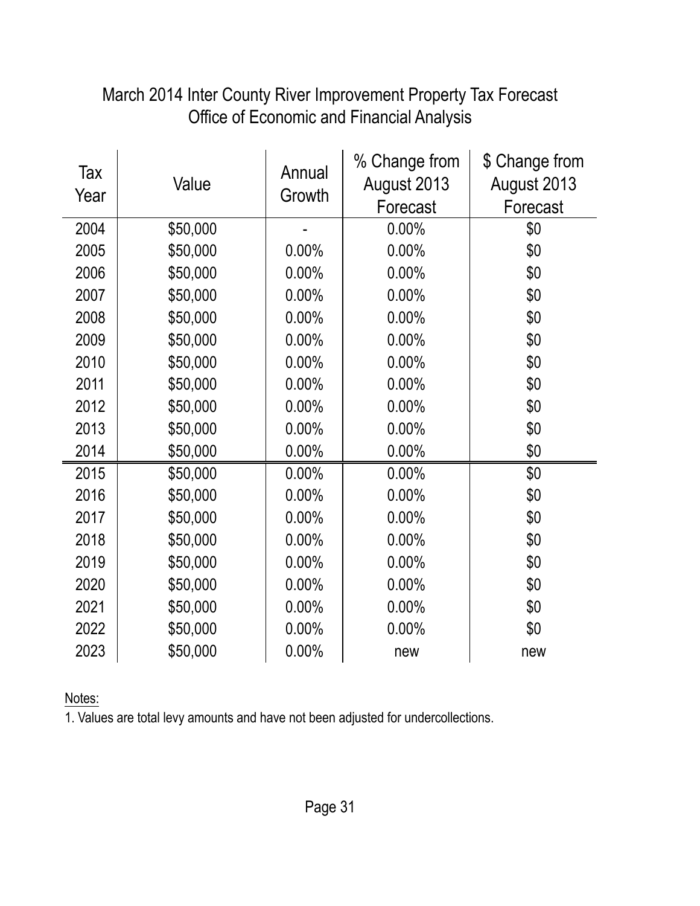# March 2014 Inter County River Improvement Property Tax Forecast
## Office of Economic and Financial Analysis

| Tax Year | Value | Annual Growth | % Change from August 2013 Forecast | $ Change from August 2013 Forecast |
|---|---|---|---|---|
| 2004 | $50,000 | - | 0.00% | $0 |
| 2005 | $50,000 | 0.00% | 0.00% | $0 |
| 2006 | $50,000 | 0.00% | 0.00% | $0 |
| 2007 | $50,000 | 0.00% | 0.00% | $0 |
| 2008 | $50,000 | 0.00% | 0.00% | $0 |
| 2009 | $50,000 | 0.00% | 0.00% | $0 |
| 2010 | $50,000 | 0.00% | 0.00% | $0 |
| 2011 | $50,000 | 0.00% | 0.00% | $0 |
| 2012 | $50,000 | 0.00% | 0.00% | $0 |
| 2013 | $50,000 | 0.00% | 0.00% | $0 |
| 2014 | $50,000 | 0.00% | 0.00% | $0 |
| 2015 | $50,000 | 0.00% | 0.00% | $0 |
| 2016 | $50,000 | 0.00% | 0.00% | $0 |
| 2017 | $50,000 | 0.00% | 0.00% | $0 |
| 2018 | $50,000 | 0.00% | 0.00% | $0 |
| 2019 | $50,000 | 0.00% | 0.00% | $0 |
| 2020 | $50,000 | 0.00% | 0.00% | $0 |
| 2021 | $50,000 | 0.00% | 0.00% | $0 |
| 2022 | $50,000 | 0.00% | 0.00% | $0 |
| 2023 | $50,000 | 0.00% | new | new |

Notes:

1. Values are total levy amounts and have not been adjusted for undercollections.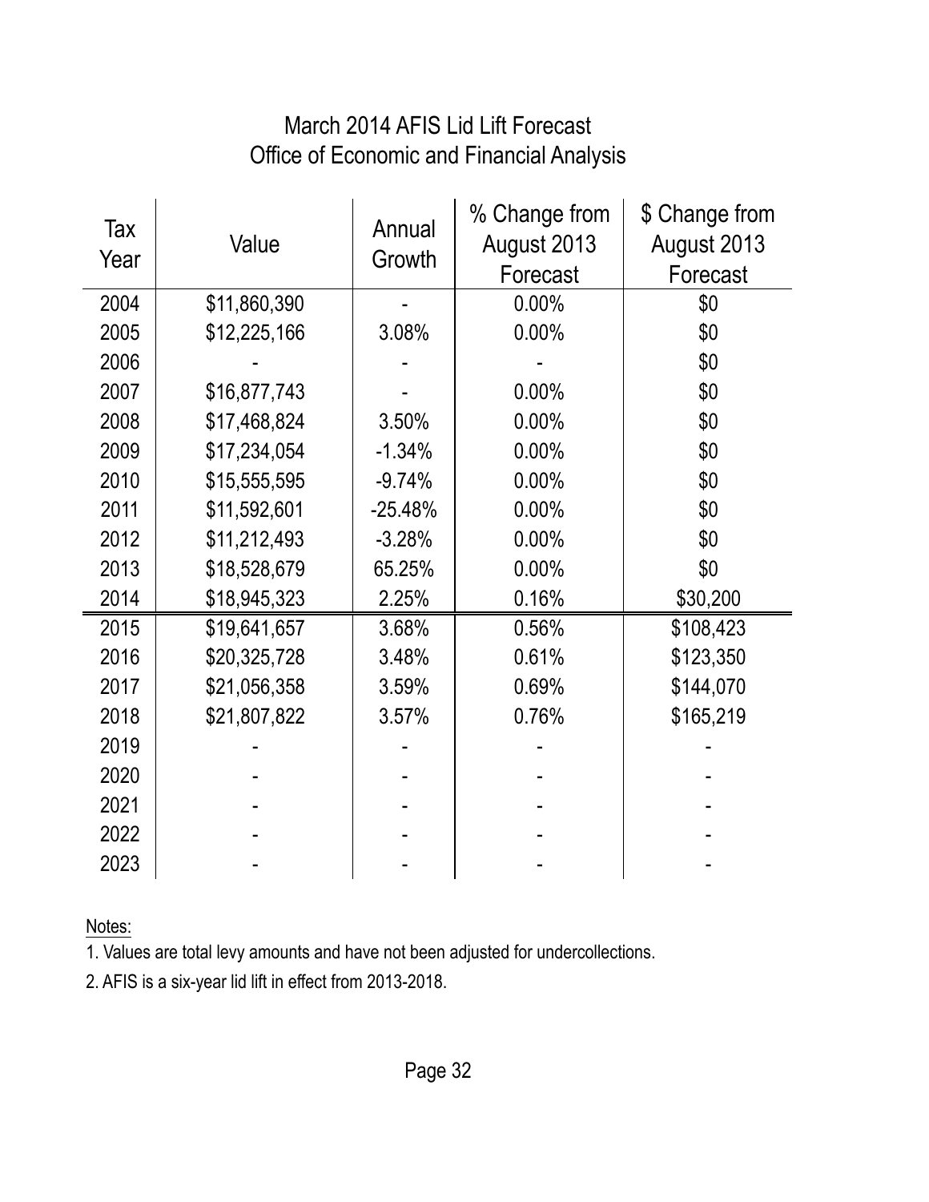# March 2014 AFIS Lid Lift Forecast
## Office of Economic and Financial Analysis

| Tax Year | Value | Annual Growth | % Change from August 2013 Forecast | $ Change from August 2013 Forecast |
|---|---|---|---|---|
| 2004 | $11,860,390 | - | 0.00% | $0 |
| 2005 | $12,225,166 | 3.08% | 0.00% | $0 |
| 2006 | - | - | - | $0 |
| 2007 | $16,877,743 | - | 0.00% | $0 |
| 2008 | $17,468,824 | 3.50% | 0.00% | $0 |
| 2009 | $17,234,054 | -1.34% | 0.00% | $0 |
| 2010 | $15,555,595 | -9.74% | 0.00% | $0 |
| 2011 | $11,592,601 | -25.48% | 0.00% | $0 |
| 2012 | $11,212,493 | -3.28% | 0.00% | $0 |
| 2013 | $18,528,679 | 65.25% | 0.00% | $0 |
| 2014 | $18,945,323 | 2.25% | 0.16% | $30,200 |
| 2015 | $19,641,657 | 3.68% | 0.56% | $108,423 |
| 2016 | $20,325,728 | 3.48% | 0.61% | $123,350 |
| 2017 | $21,056,358 | 3.59% | 0.69% | $144,070 |
| 2018 | $21,807,822 | 3.57% | 0.76% | $165,219 |
| 2019 | - | - | - | - |
| 2020 | - | - | - | - |
| 2021 | - | - | - | - |
| 2022 | - | - | - | - |
| 2023 | - | - | - | - |

Notes:

1. Values are total levy amounts and have not been adjusted for undercollections.
2. AFIS is a six-year lid lift in effect from 2013-2018.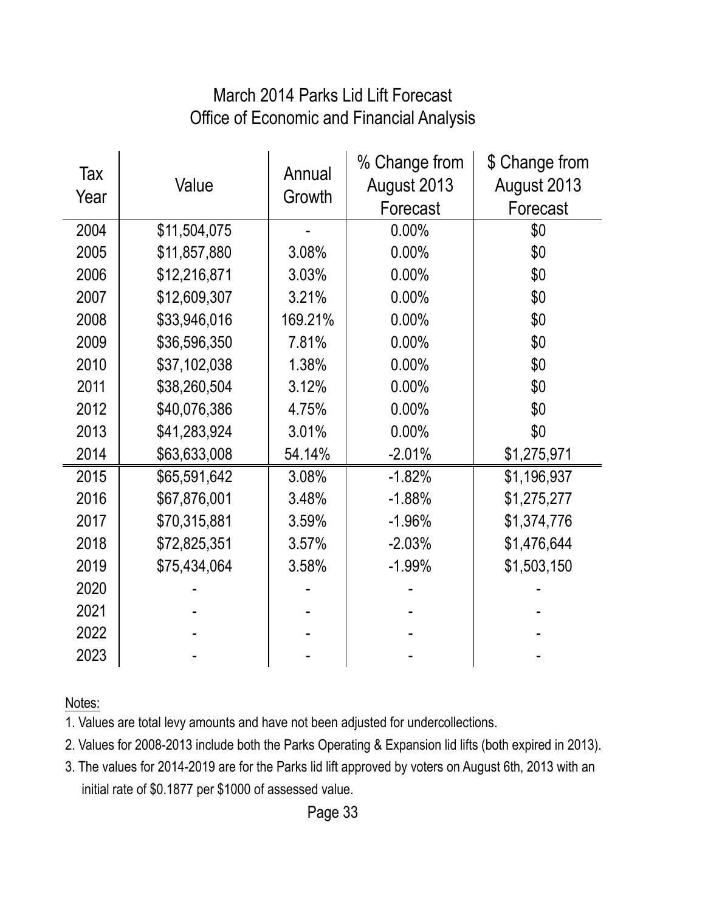# March 2014 Parks Lid Lift Forecast
## Office of Economic and Financial Analysis

| Tax Year | Value | Annual Growth | % Change from August 2013 Forecast | $ Change from August 2013 Forecast |
|---|---|---|---|---|
| 2004 | $11,504,075 | - | 0.00% | $0 |
| 2005 | $11,857,880 | 3.08% | 0.00% | $0 |
| 2006 | $12,216,871 | 3.03% | 0.00% | $0 |
| 2007 | $12,609,307 | 3.21% | 0.00% | $0 |
| 2008 | $33,946,016 | 169.21% | 0.00% | $0 |
| 2009 | $36,596,350 | 7.81% | 0.00% | $0 |
| 2010 | $37,102,038 | 1.38% | 0.00% | $0 |
| 2011 | $38,260,504 | 3.12% | 0.00% | $0 |
| 2012 | $40,076,386 | 4.75% | 0.00% | $0 |
| 2013 | $41,283,924 | 3.01% | 0.00% | $0 |
| 2014 | $63,633,008 | 54.14% | -2.01% | $1,275,971 |
| 2015 | $65,591,642 | 3.08% | -1.82% | $1,196,937 |
| 2016 | $67,876,001 | 3.48% | -1.88% | $1,275,277 |
| 2017 | $70,315,881 | 3.59% | -1.96% | $1,374,776 |
| 2018 | $72,825,351 | 3.57% | -2.03% | $1,476,644 |
| 2019 | $75,434,064 | 3.58% | -1.99% | $1,503,150 |
| 2020 | - | - | - | - |
| 2021 | - | - | - | - |
| 2022 | - | - | - | - |
| 2023 | - | - | - | - |

Notes:

1. Values are total levy amounts and have not been adjusted for undercollections.
2. Values for 2008-2013 include both the Parks Operating & Expansion lid lifts (both expired in 2013).
3. The values for 2014-2019 are for the Parks lid lift approved by voters on August 6th, 2013 with an initial rate of $0.1877 per $1000 of assessed value.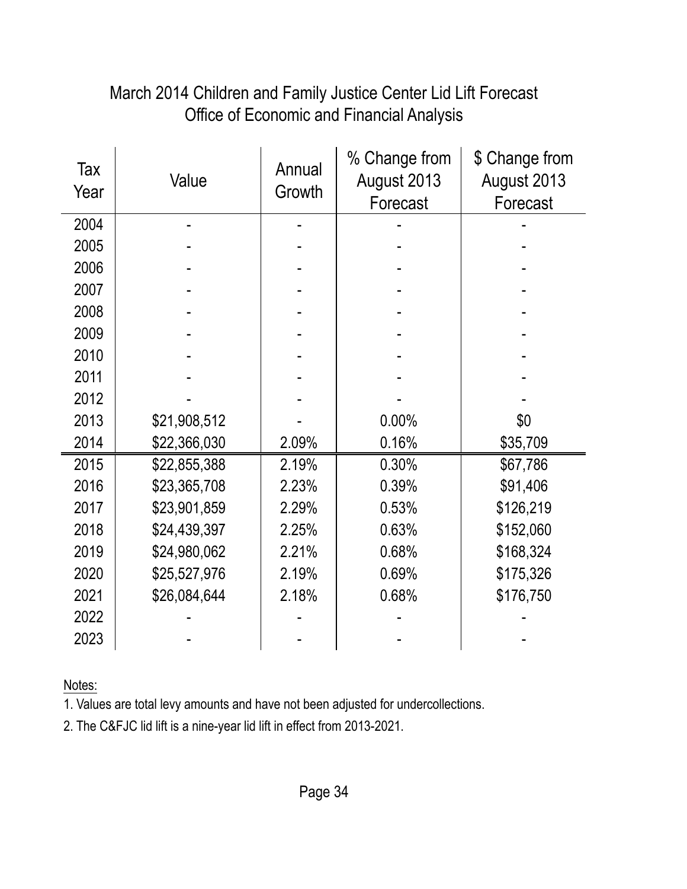# March 2014 Children and Family Justice Center Lid Lift Forecast
## Office of Economic and Financial Analysis

| Tax Year | Value | Annual Growth | % Change from August 2013 Forecast | $ Change from August 2013 Forecast |
|---|---|---|---|---|
| 2004 | - | - | - | - |
| 2005 | - | - | - | - |
| 2006 | - | - | - | - |
| 2007 | - | - | - | - |
| 2008 | - | - | - | - |
| 2009 | - | - | - | - |
| 2010 | - | - | - | - |
| 2011 | - | - | - | - |
| 2012 | - | - | - | - |
| 2013 | $21,908,512 | - | 0.00% | $0 |
| 2014 | $22,366,030 | 2.09% | 0.16% | $35,709 |
| 2015 | $22,855,388 | 2.19% | 0.30% | $67,786 |
| 2016 | $23,365,708 | 2.23% | 0.39% | $91,406 |
| 2017 | $23,901,859 | 2.29% | 0.53% | $126,219 |
| 2018 | $24,439,397 | 2.25% | 0.63% | $152,060 |
| 2019 | $24,980,062 | 2.21% | 0.68% | $168,324 |
| 2020 | $25,527,976 | 2.19% | 0.69% | $175,326 |
| 2021 | $26,084,644 | 2.18% | 0.68% | $176,750 |
| 2022 | - | - | - | - |
| 2023 | - | - | - | - |

Notes:

1. Values are total levy amounts and have not been adjusted for undercollections.
2. The C&FJC lid lift is a nine-year lid lift in effect from 2013-2021.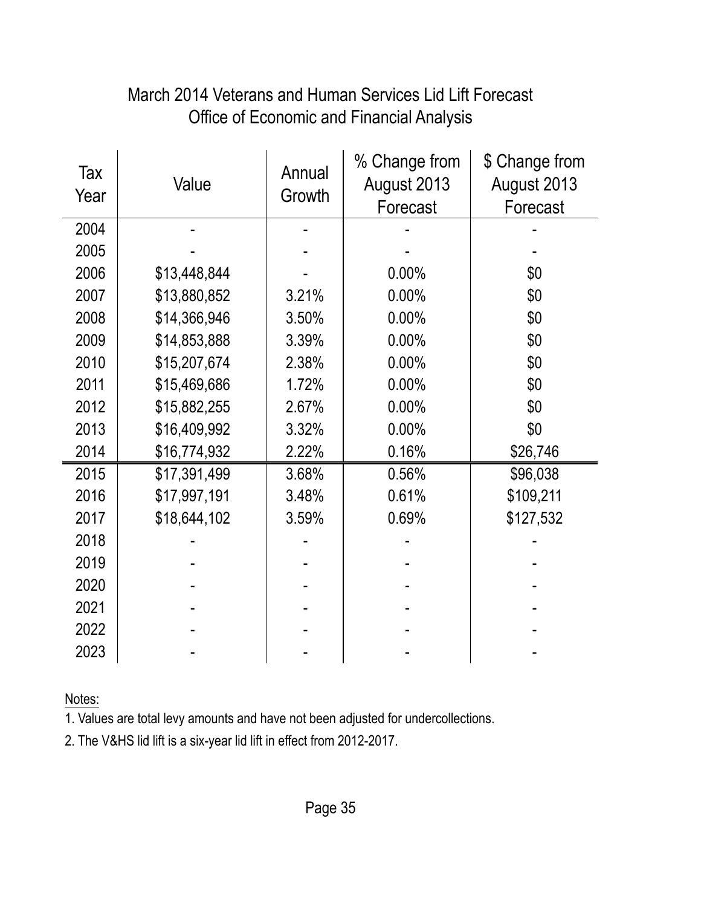# March 2014 Veterans and Human Services Lid Lift Forecast
## Office of Economic and Financial Analysis

| Tax Year | Value | Annual Growth | % Change from August 2013 Forecast | $ Change from August 2013 Forecast |
|---|---|---|---|---|
| 2004 | - | - | - | - |
| 2005 | - | - | - | - |
| 2006 | $13,448,844 | - | 0.00% | $0 |
| 2007 | $13,880,852 | 3.21% | 0.00% | $0 |
| 2008 | $14,366,946 | 3.50% | 0.00% | $0 |
| 2009 | $14,853,888 | 3.39% | 0.00% | $0 |
| 2010 | $15,207,674 | 2.38% | 0.00% | $0 |
| 2011 | $15,469,686 | 1.72% | 0.00% | $0 |
| 2012 | $15,882,255 | 2.67% | 0.00% | $0 |
| 2013 | $16,409,992 | 3.32% | 0.00% | $0 |
| 2014 | $16,774,932 | 2.22% | 0.16% | $26,746 |
| 2015 | $17,391,499 | 3.68% | 0.56% | $96,038 |
| 2016 | $17,997,191 | 3.48% | 0.61% | $109,211 |
| 2017 | $18,644,102 | 3.59% | 0.69% | $127,532 |
| 2018 | - | - | - | - |
| 2019 | - | - | - | - |
| 2020 | - | - | - | - |
| 2021 | - | - | - | - |
| 2022 | - | - | - | - |
| 2023 | - | - | - | - |

Notes:

1. Values are total levy amounts and have not been adjusted for undercollections.
2. The V&HS lid lift is a six-year lid lift in effect from 2012-2017.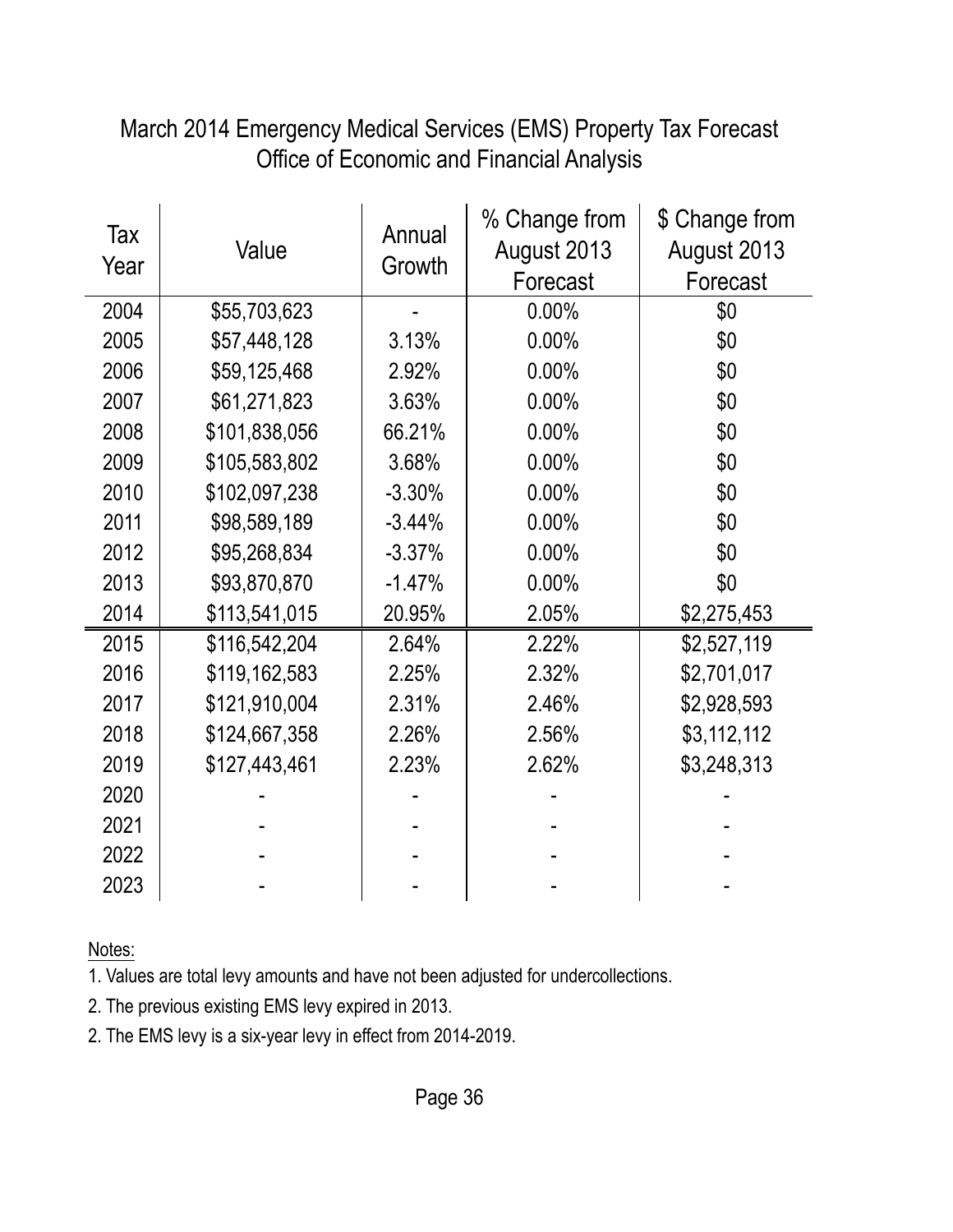# March 2014 Emergency Medical Services (EMS) Property Tax Forecast
## Office of Economic and Financial Analysis

| Tax Year | Value | Annual Growth | % Change from August 2013 Forecast | $ Change from August 2013 Forecast |
|---|---|---|---|---|
| 2004 | $55,703,623 | - | 0.00% | $0 |
| 2005 | $57,448,128 | 3.13% | 0.00% | $0 |
| 2006 | $59,125,468 | 2.92% | 0.00% | $0 |
| 2007 | $61,271,823 | 3.63% | 0.00% | $0 |
| 2008 | $101,838,056 | 66.21% | 0.00% | $0 |
| 2009 | $105,583,802 | 3.68% | 0.00% | $0 |
| 2010 | $102,097,238 | -3.30% | 0.00% | $0 |
| 2011 | $98,589,189 | -3.44% | 0.00% | $0 |
| 2012 | $95,268,834 | -3.37% | 0.00% | $0 |
| 2013 | $93,870,870 | -1.47% | 0.00% | $0 |
| 2014 | $113,541,015 | 20.95% | 2.05% | $2,275,453 |
| 2015 | $116,542,204 | 2.64% | 2.22% | $2,527,119 |
| 2016 | $119,162,583 | 2.25% | 2.32% | $2,701,017 |
| 2017 | $121,910,004 | 2.31% | 2.46% | $2,928,593 |
| 2018 | $124,667,358 | 2.26% | 2.56% | $3,112,112 |
| 2019 | $127,443,461 | 2.23% | 2.62% | $3,248,313 |
| 2020 | - | - | - | - |
| 2021 | - | - | - | - |
| 2022 | - | - | - | - |
| 2023 | - | - | - | - |

Notes:

1. Values are total levy amounts and have not been adjusted for undercollections.
2. The previous existing EMS levy expired in 2013.
2. The EMS levy is a six-year levy in effect from 2014-2019.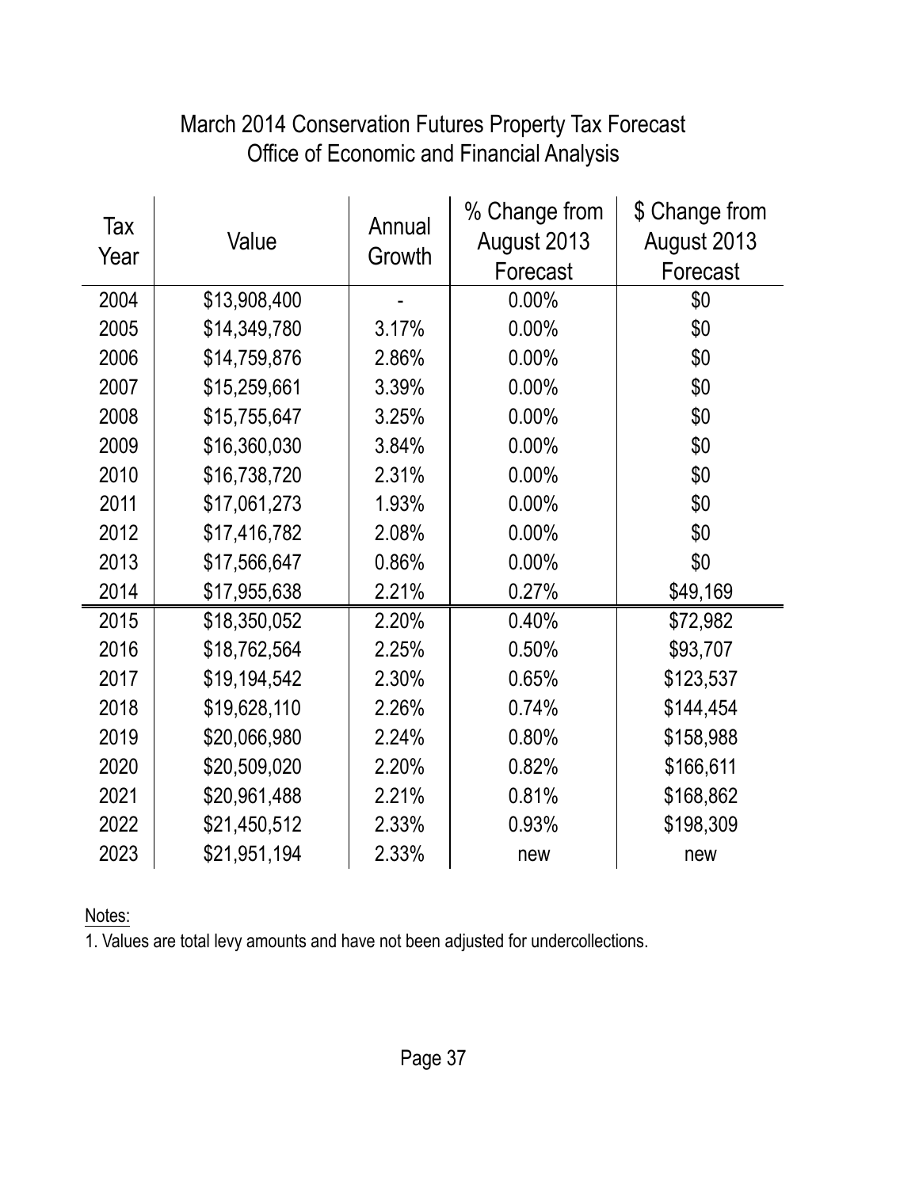# March 2014 Conservation Futures Property Tax Forecast
## Office of Economic and Financial Analysis

| Tax Year | Value | Annual Growth | % Change from August 2013 Forecast | $ Change from August 2013 Forecast |
|---|---|---|---|---|
| 2004 | $13,908,400 | - | 0.00% | $0 |
| 2005 | $14,349,780 | 3.17% | 0.00% | $0 |
| 2006 | $14,759,876 | 2.86% | 0.00% | $0 |
| 2007 | $15,259,661 | 3.39% | 0.00% | $0 |
| 2008 | $15,755,647 | 3.25% | 0.00% | $0 |
| 2009 | $16,360,030 | 3.84% | 0.00% | $0 |
| 2010 | $16,738,720 | 2.31% | 0.00% | $0 |
| 2011 | $17,061,273 | 1.93% | 0.00% | $0 |
| 2012 | $17,416,782 | 2.08% | 0.00% | $0 |
| 2013 | $17,566,647 | 0.86% | 0.00% | $0 |
| 2014 | $17,955,638 | 2.21% | 0.27% | $49,169 |
| 2015 | $18,350,052 | 2.20% | 0.40% | $72,982 |
| 2016 | $18,762,564 | 2.25% | 0.50% | $93,707 |
| 2017 | $19,194,542 | 2.30% | 0.65% | $123,537 |
| 2018 | $19,628,110 | 2.26% | 0.74% | $144,454 |
| 2019 | $20,066,980 | 2.24% | 0.80% | $158,988 |
| 2020 | $20,509,020 | 2.20% | 0.82% | $166,611 |
| 2021 | $20,961,488 | 2.21% | 0.81% | $168,862 |
| 2022 | $21,450,512 | 2.33% | 0.93% | $198,309 |
| 2023 | $21,951,194 | 2.33% | new | new |

Notes:

1. Values are total levy amounts and have not been adjusted for undercollections.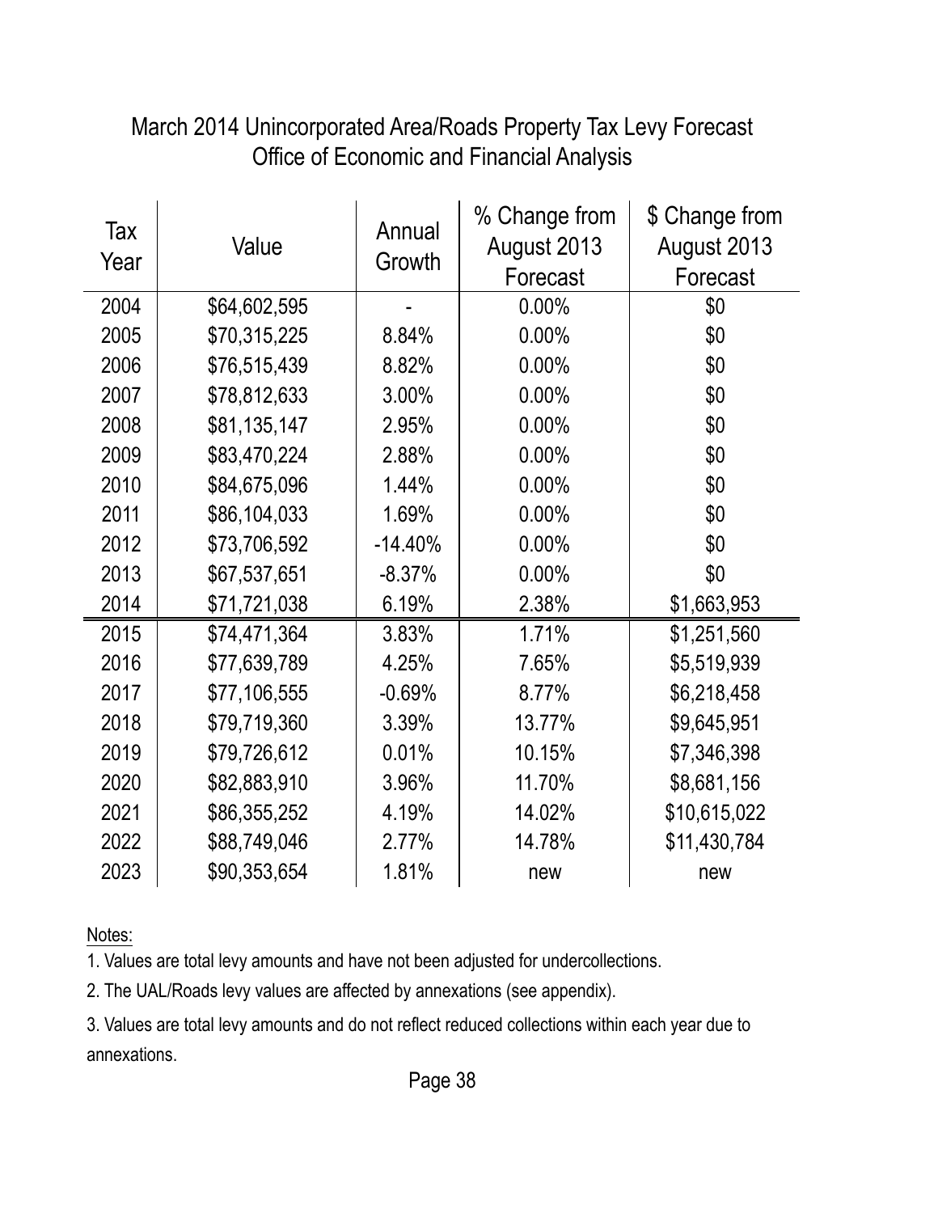# March 2014 Unincorporated Area/Roads Property Tax Levy Forecast
## Office of Economic and Financial Analysis

| Tax Year | Value | Annual Growth | % Change from August 2013 Forecast | $ Change from August 2013 Forecast |
|---|---|---|---|---|
| 2004 | $64,602,595 | - | 0.00% | $0 |
| 2005 | $70,315,225 | 8.84% | 0.00% | $0 |
| 2006 | $76,515,439 | 8.82% | 0.00% | $0 |
| 2007 | $78,812,633 | 3.00% | 0.00% | $0 |
| 2008 | $81,135,147 | 2.95% | 0.00% | $0 |
| 2009 | $83,470,224 | 2.88% | 0.00% | $0 |
| 2010 | $84,675,096 | 1.44% | 0.00% | $0 |
| 2011 | $86,104,033 | 1.69% | 0.00% | $0 |
| 2012 | $73,706,592 | -14.40% | 0.00% | $0 |
| 2013 | $67,537,651 | -8.37% | 0.00% | $0 |
| 2014 | $71,721,038 | 6.19% | 2.38% | $1,663,953 |
| 2015 | $74,471,364 | 3.83% | 1.71% | $1,251,560 |
| 2016 | $77,639,789 | 4.25% | 7.65% | $5,519,939 |
| 2017 | $77,106,555 | -0.69% | 8.77% | $6,218,458 |
| 2018 | $79,719,360 | 3.39% | 13.77% | $9,645,951 |
| 2019 | $79,726,612 | 0.01% | 10.15% | $7,346,398 |
| 2020 | $82,883,910 | 3.96% | 11.70% | $8,681,156 |
| 2021 | $86,355,252 | 4.19% | 14.02% | $10,615,022 |
| 2022 | $88,749,046 | 2.77% | 14.78% | $11,430,784 |
| 2023 | $90,353,654 | 1.81% | new | new |

Notes:

1. Values are total levy amounts and have not been adjusted for undercollections.
2. The UAL/Roads levy values are affected by annexations (see appendix).
3. Values are total levy amounts and do not reflect reduced collections within each year due to annexations.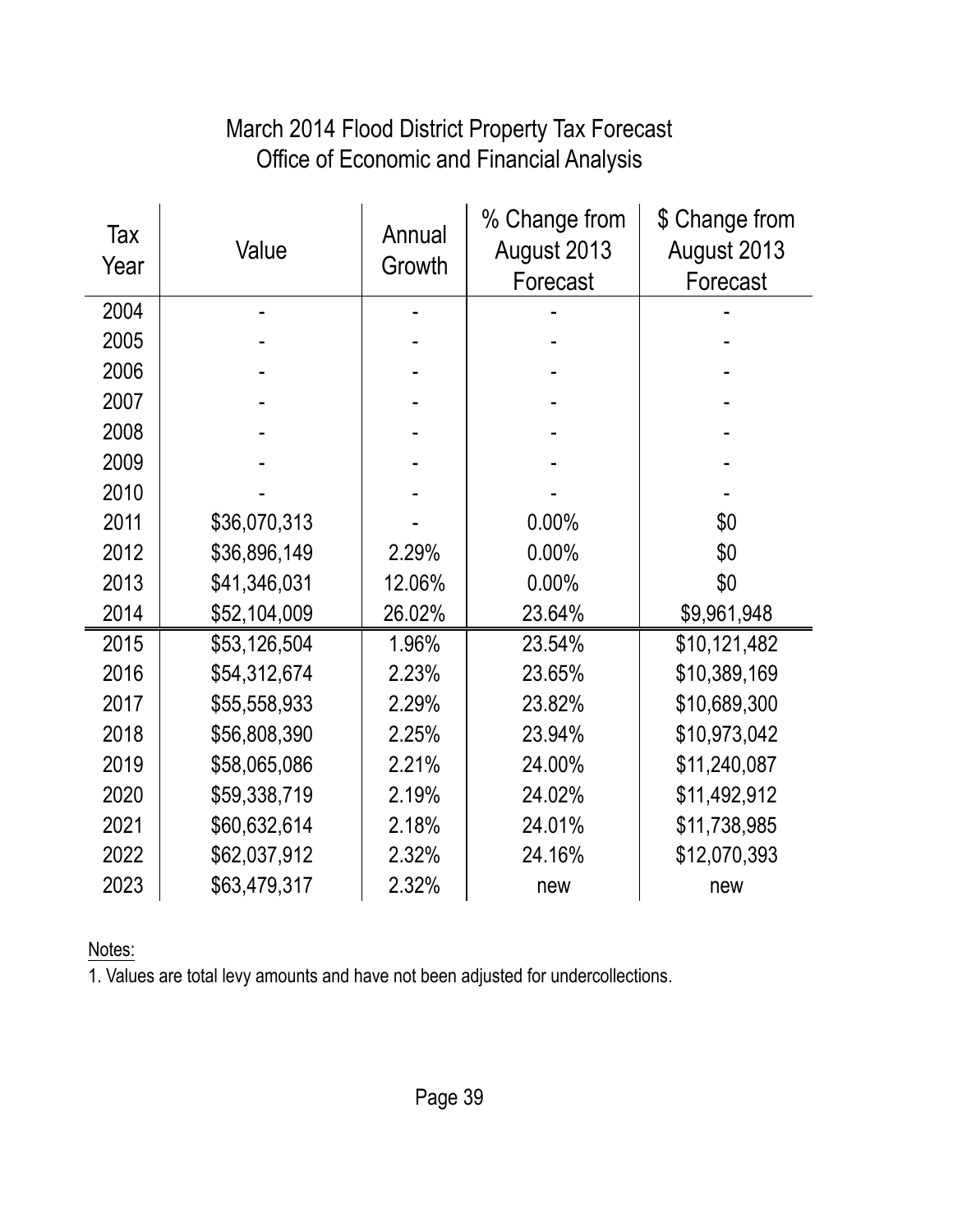# March 2014 Flood District Property Tax Forecast

## Office of Economic and Financial Analysis

| Tax Year | Value | Annual Growth | % Change from August 2013 Forecast | $ Change from August 2013 Forecast |
|---|---|---|---|---|
| 2004 | - | - | - | - |
| 2005 | - | - | - | - |
| 2006 | - | - | - | - |
| 2007 | - | - | - | - |
| 2008 | - | - | - | - |
| 2009 | - | - | - | - |
| 2010 | - | - | - | - |
| 2011 | $36,070,313 | - | 0.00% | $0 |
| 2012 | $36,896,149 | 2.29% | 0.00% | $0 |
| 2013 | $41,346,031 | 12.06% | 0.00% | $0 |
| 2014 | $52,104,009 | 26.02% | 23.64% | $9,961,948 |
| 2015 | $53,126,504 | 1.96% | 23.54% | $10,121,482 |
| 2016 | $54,312,674 | 2.23% | 23.65% | $10,389,169 |
| 2017 | $55,558,933 | 2.29% | 23.82% | $10,689,300 |
| 2018 | $56,808,390 | 2.25% | 23.94% | $10,973,042 |
| 2019 | $58,065,086 | 2.21% | 24.00% | $11,240,087 |
| 2020 | $59,338,719 | 2.19% | 24.02% | $11,492,912 |
| 2021 | $60,632,614 | 2.18% | 24.01% | $11,738,985 |
| 2022 | $62,037,912 | 2.32% | 24.16% | $12,070,393 |
| 2023 | $63,479,317 | 2.32% | new | new |

Notes:

1. Values are total levy amounts and have not been adjusted for undercollections.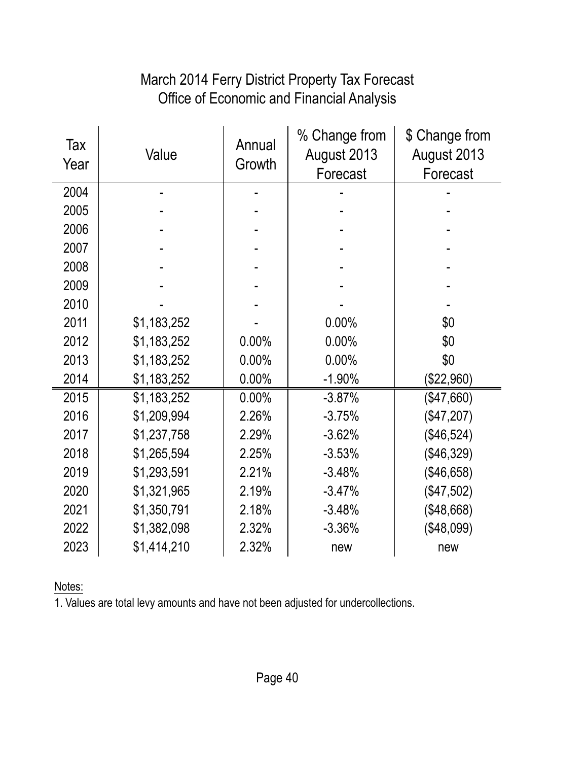# March 2014 Ferry District Property Tax Forecast
## Office of Economic and Financial Analysis

| Tax Year | Value | Annual Growth | % Change from August 2013 Forecast | $ Change from August 2013 Forecast |
|---|---|---|---|---|
| 2004 | - | - | - | - |
| 2005 | - | - | - | - |
| 2006 | - | - | - | - |
| 2007 | - | - | - | - |
| 2008 | - | - | - | - |
| 2009 | - | - | - | - |
| 2010 | - | - | - | - |
| 2011 | $1,183,252 | - | 0.00% | $0 |
| 2012 | $1,183,252 | 0.00% | 0.00% | $0 |
| 2013 | $1,183,252 | 0.00% | 0.00% | $0 |
| 2014 | $1,183,252 | 0.00% | -1.90% | ($22,960) |
| 2015 | $1,183,252 | 0.00% | -3.87% | ($47,660) |
| 2016 | $1,209,994 | 2.26% | -3.75% | ($47,207) |
| 2017 | $1,237,758 | 2.29% | -3.62% | ($46,524) |
| 2018 | $1,265,594 | 2.25% | -3.53% | ($46,329) |
| 2019 | $1,293,591 | 2.21% | -3.48% | ($46,658) |
| 2020 | $1,321,965 | 2.19% | -3.47% | ($47,502) |
| 2021 | $1,350,791 | 2.18% | -3.48% | ($48,668) |
| 2022 | $1,382,098 | 2.32% | -3.36% | ($48,099) |
| 2023 | $1,414,210 | 2.32% | new | new |

Notes:

1. Values are total levy amounts and have not been adjusted for undercollections.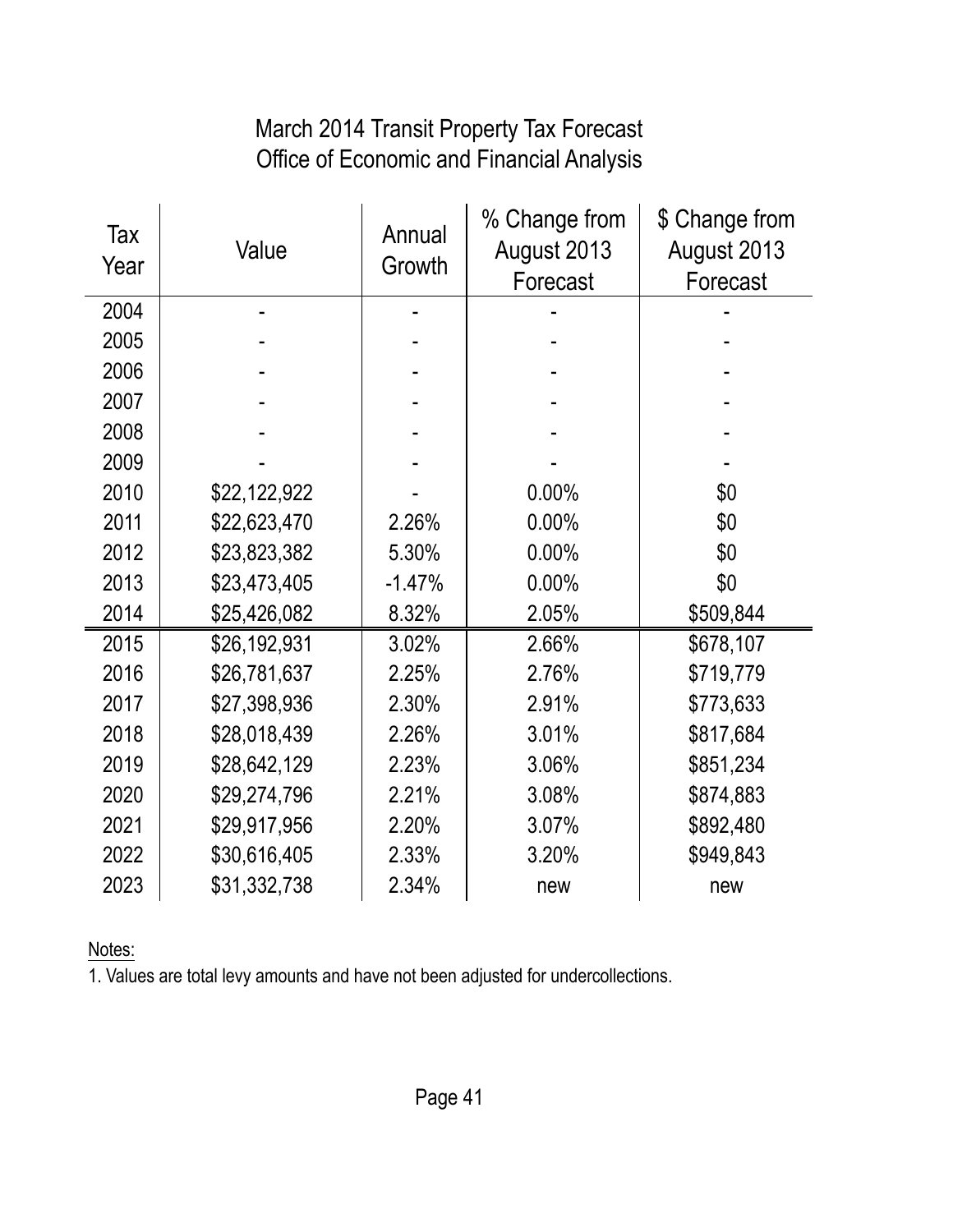# March 2014 Transit Property Tax Forecast
## Office of Economic and Financial Analysis

| Tax Year | Value | Annual Growth | % Change from August 2013 Forecast | $ Change from August 2013 Forecast |
|---|---|---|---|---|
| 2004 | - | - | - | - |
| 2005 | - | - | - | - |
| 2006 | - | - | - | - |
| 2007 | - | - | - | - |
| 2008 | - | - | - | - |
| 2009 | - | - | - | - |
| 2010 | $22,122,922 | - | 0.00% | $0 |
| 2011 | $22,623,470 | 2.26% | 0.00% | $0 |
| 2012 | $23,823,382 | 5.30% | 0.00% | $0 |
| 2013 | $23,473,405 | -1.47% | 0.00% | $0 |
| 2014 | $25,426,082 | 8.32% | 2.05% | $509,844 |
| 2015 | $26,192,931 | 3.02% | 2.66% | $678,107 |
| 2016 | $26,781,637 | 2.25% | 2.76% | $719,779 |
| 2017 | $27,398,936 | 2.30% | 2.91% | $773,633 |
| 2018 | $28,018,439 | 2.26% | 3.01% | $817,684 |
| 2019 | $28,642,129 | 2.23% | 3.06% | $851,234 |
| 2020 | $29,274,796 | 2.21% | 3.08% | $874,883 |
| 2021 | $29,917,956 | 2.20% | 3.07% | $892,480 |
| 2022 | $30,616,405 | 2.33% | 3.20% | $949,843 |
| 2023 | $31,332,738 | 2.34% | new | new |

Notes:

1. Values are total levy amounts and have not been adjusted for undercollections.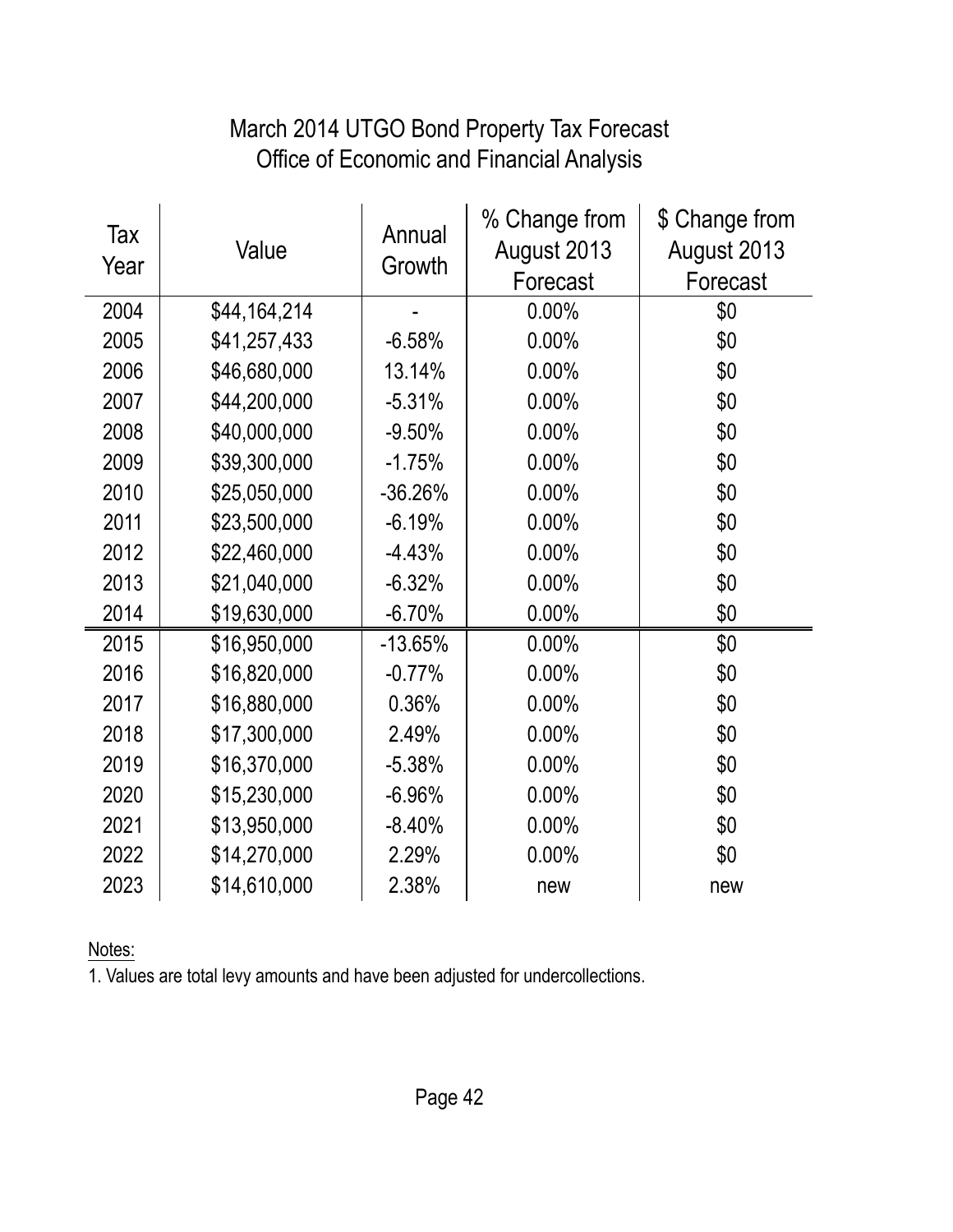# March 2014 UTGO Bond Property Tax Forecast
## Office of Economic and Financial Analysis

| Tax Year | Value | Annual Growth | % Change from August 2013 Forecast | $ Change from August 2013 Forecast |
|---|---|---|---|---|
| 2004 | $44,164,214 | - | 0.00% | $0 |
| 2005 | $41,257,433 | -6.58% | 0.00% | $0 |
| 2006 | $46,680,000 | 13.14% | 0.00% | $0 |
| 2007 | $44,200,000 | -5.31% | 0.00% | $0 |
| 2008 | $40,000,000 | -9.50% | 0.00% | $0 |
| 2009 | $39,300,000 | -1.75% | 0.00% | $0 |
| 2010 | $25,050,000 | -36.26% | 0.00% | $0 |
| 2011 | $23,500,000 | -6.19% | 0.00% | $0 |
| 2012 | $22,460,000 | -4.43% | 0.00% | $0 |
| 2013 | $21,040,000 | -6.32% | 0.00% | $0 |
| 2014 | $19,630,000 | -6.70% | 0.00% | $0 |
| 2015 | $16,950,000 | -13.65% | 0.00% | $0 |
| 2016 | $16,820,000 | -0.77% | 0.00% | $0 |
| 2017 | $16,880,000 | 0.36% | 0.00% | $0 |
| 2018 | $17,300,000 | 2.49% | 0.00% | $0 |
| 2019 | $16,370,000 | -5.38% | 0.00% | $0 |
| 2020 | $15,230,000 | -6.96% | 0.00% | $0 |
| 2021 | $13,950,000 | -8.40% | 0.00% | $0 |
| 2022 | $14,270,000 | 2.29% | 0.00% | $0 |
| 2023 | $14,610,000 | 2.38% | new | new |

Notes:

1. Values are total levy amounts and have been adjusted for undercollections.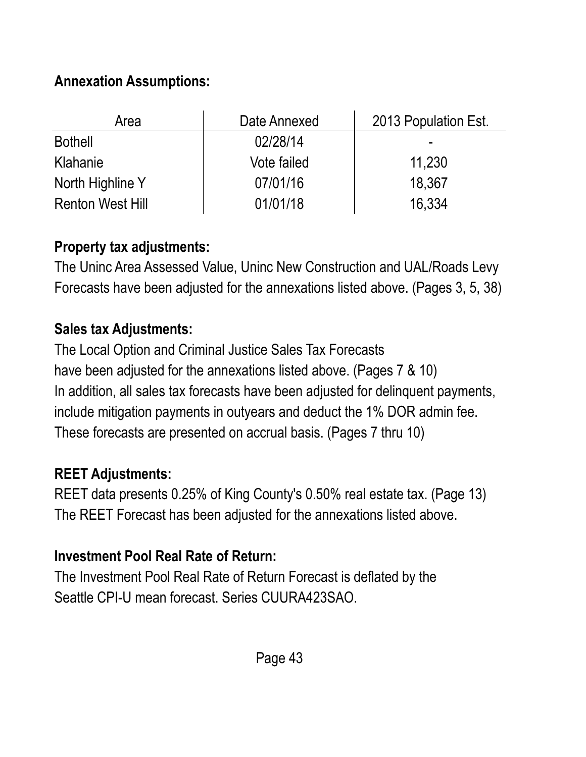## Annexation Assumptions:

| Area | Date Annexed | 2013 Population Est. |
|---|---|---|
| Bothell | 02/28/14 | - |
| Klahanie | Vote failed | 11,230 |
| North Highline Y | 07/01/16 | 18,367 |
| Renton West Hill | 01/01/18 | 16,334 |

## Property tax adjustments:

The Uninc Area Assessed Value, Uninc New Construction and UAL/Roads Levy Forecasts have been adjusted for the annexations listed above. (Pages 3, 5, 38)

## Sales tax Adjustments:

The Local Option and Criminal Justice Sales Tax Forecasts have been adjusted for the annexations listed above. (Pages 7 & 10)
In addition, all sales tax forecasts have been adjusted for delinquent payments, include mitigation payments in outyears and deduct the 1% DOR admin fee. These forecasts are presented on accrual basis. (Pages 7 thru 10)

## REET Adjustments:

REET data presents 0.25% of King County's 0.50% real estate tax. (Page 13)
The REET Forecast has been adjusted for the annexations listed above.

## Investment Pool Real Rate of Return:

The Investment Pool Real Rate of Return Forecast is deflated by the Seattle CPI-U mean forecast. Series CUURA423SAO.